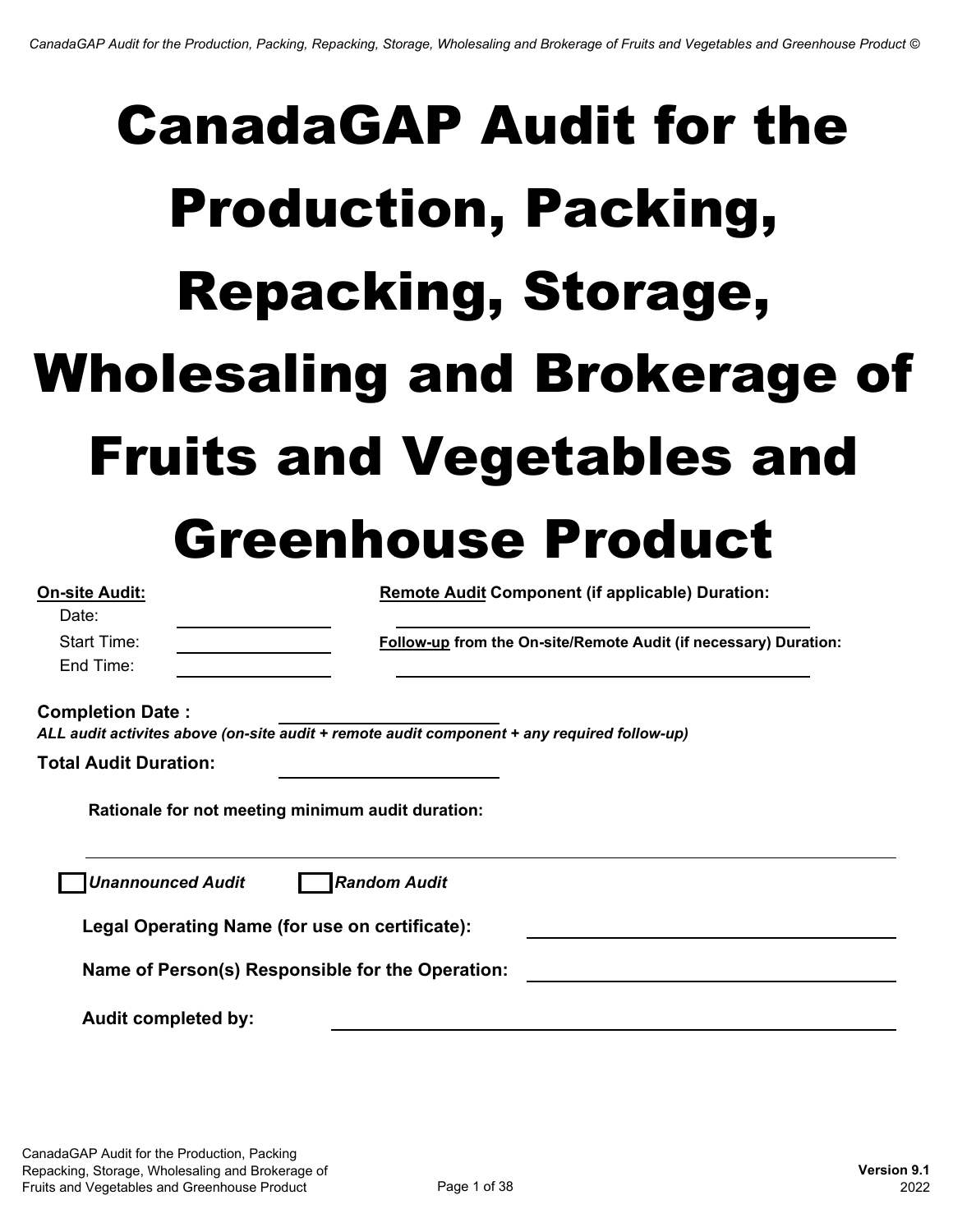# CanadaGAP Audit for the Production, Packing, Repacking, Storage, Wholesaling and Brokerage of Fruits and Vegetables and Greenhouse Product

**On-site Audit:**

Date: ______________

Start Time: ______________

End Time: ______________

**Remote Audit Component (if applicable) Duration:**

______________________________

**Follow-up from the On-site/Remote Audit (if necessary) Duration:**

______________________________

**Completion Date :** ______________

***ALL audit activites above (on-site audit + remote audit component + any required follow-up)***

**Total Audit Duration:** ______________

**Rationale for not meeting minimum audit duration:**

______________________________________________________________

☐ ***Unannounced Audit*** ☐ ***Random Audit***

**Legal Operating Name (for use on certificate):** ______________________________

**Name of Person(s) Responsible for the Operation:** ______________________________

**Audit completed by:** ______________________________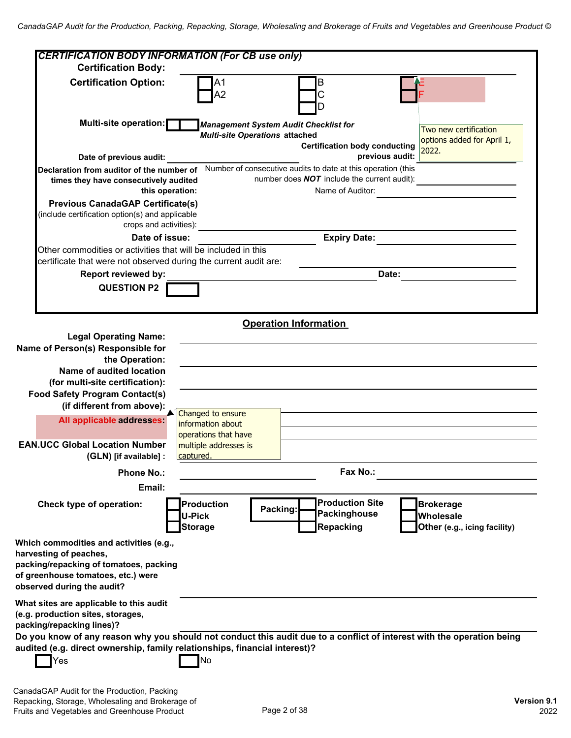## CERTIFICATION BODY INFORMATION (For CB use only)

**Certification Body:** ______________________

**Certification Option:**

- ☐ A1
- ☐ A2
- ☐ B
- ☐ C
- ☐ D
- ☐ E
- ☐ F

Two new certification options added for April 1, 2022.

**Multi-site operation:** ☐ ***Management System Audit Checklist for Multi-site Operations* attached**

**Date of previous audit:** ______________________ **Certification body conducting previous audit:** ______________________

**Declaration from auditor of the number of times they have consecutively audited this operation:** Number of consecutive audits to date at this operation (this number does ***NOT*** include the current audit): ______________________

Name of Auditor: ______________________

**Previous CanadaGAP Certificate(s)** (include certification option(s) and applicable crops and activities): ______________________

**Date of issue:** ______________________ **Expiry Date:** ______________________

Other commodities or activities that will be included in this certificate that were not observed during the current audit are: ______________________

**Report reviewed by:** ______________________ **Date:** ______________________

**QUESTION P2** ☐

## Operation Information

**Legal Operating Name:** ______________________

**Name of Person(s) Responsible for the Operation:** ______________________

**Name of audited location (for multi-site certification):** ______________________

**Food Safety Program Contact(s) (if different from above):** ______________________

**All applicable addresses:** ______________________

Changed to ensure information about operations that have multiple addresses is captured.

**EAN.UCC Global Location Number (GLN) [if available] :** ______________________

**Phone No.:** ______________________ **Fax No.:** ______________________

**Email:** ______________________

**Check type of operation:**

- ☐ **Production**
- ☐ **U-Pick**
- ☐ **Storage**
- **Packing:**
  - ☐ **Production Site**
  - ☐ **Packinghouse**
  - ☐ **Repacking**
- ☐ **Brokerage**
- ☐ **Wholesale**
- ☐ **Other (e.g., icing facility)**

**Which commodities and activities (e.g., harvesting of peaches, packing/repacking of tomatoes, packing of greenhouse tomatoes, etc.) were observed during the audit?** ______________________

**What sites are applicable to this audit (e.g. production sites, storages, packing/repacking lines)?** ______________________

**Do you know of any reason why you should not conduct this audit due to a conflict of interest with the operation being audited (e.g. direct ownership, family relationships, financial interest)?**

☐ Yes ☐ No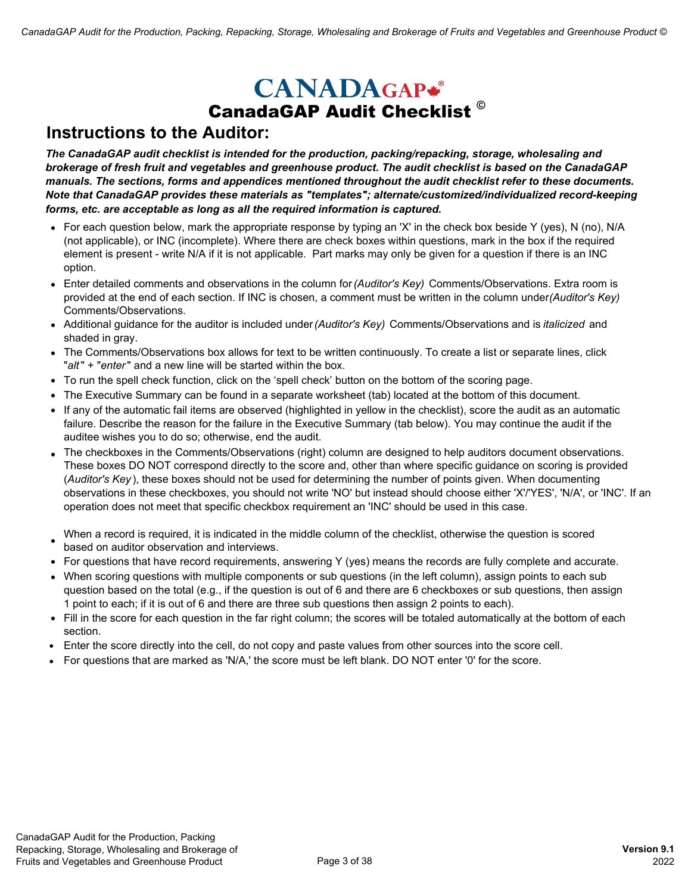# CANADAGAP®

## CanadaGAP Audit Checklist ©

## Instructions to the Auditor:

***The CanadaGAP audit checklist is intended for the production, packing/repacking, storage, wholesaling and brokerage of fresh fruit and vegetables and greenhouse product. The audit checklist is based on the CanadaGAP manuals. The sections, forms and appendices mentioned throughout the audit checklist refer to these documents. Note that CanadaGAP provides these materials as "templates"; alternate/customized/individualized record-keeping forms, etc. are acceptable as long as all the required information is captured.***

- For each question below, mark the appropriate response by typing an 'X' in the check box beside Y (yes), N (no), N/A (not applicable), or INC (incomplete). Where there are check boxes within questions, mark in the box if the required element is present - write N/A if it is not applicable. Part marks may only be given for a question if there is an INC option.
- Enter detailed comments and observations in the column for *(Auditor's Key)* Comments/Observations. Extra room is provided at the end of each section. If INC is chosen, a comment must be written in the column under *(Auditor's Key)* Comments/Observations.
- Additional guidance for the auditor is included under *(Auditor's Key)* Comments/Observations and is *italicized* and shaded in gray.
- The Comments/Observations box allows for text to be written continuously. To create a list or separate lines, click "*alt*" + "*enter*" and a new line will be started within the box.
- To run the spell check function, click on the 'spell check' button on the bottom of the scoring page.
- The Executive Summary can be found in a separate worksheet (tab) located at the bottom of this document.
- If any of the automatic fail items are observed (highlighted in yellow in the checklist), score the audit as an automatic failure. Describe the reason for the failure in the Executive Summary (tab below). You may continue the audit if the auditee wishes you to do so; otherwise, end the audit.
- The checkboxes in the Comments/Observations (right) column are designed to help auditors document observations. These boxes DO NOT correspond directly to the score and, other than where specific guidance on scoring is provided (*Auditor's Key*), these boxes should not be used for determining the number of points given. When documenting observations in these checkboxes, you should not write 'NO' but instead should choose either 'X'/'YES', 'N/A', or 'INC'. If an operation does not meet that specific checkbox requirement an 'INC' should be used in this case.
- When a record is required, it is indicated in the middle column of the checklist, otherwise the question is scored based on auditor observation and interviews.
- For questions that have record requirements, answering Y (yes) means the records are fully complete and accurate.
- When scoring questions with multiple components or sub questions (in the left column), assign points to each sub question based on the total (e.g., if the question is out of 6 and there are 6 checkboxes or sub questions, then assign 1 point to each; if it is out of 6 and there are three sub questions then assign 2 points to each).
- Fill in the score for each question in the far right column; the scores will be totaled automatically at the bottom of each section.
- Enter the score directly into the cell, do not copy and paste values from other sources into the score cell.
- For questions that are marked as 'N/A,' the score must be left blank. DO NOT enter '0' for the score.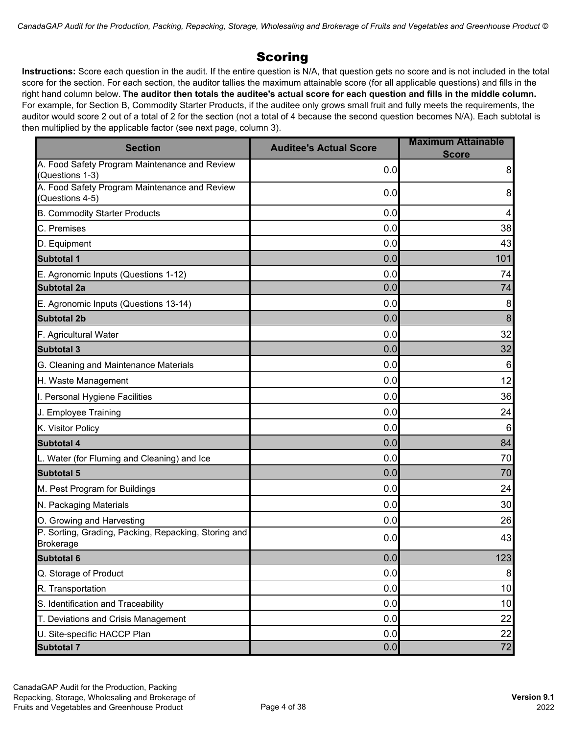# Scoring

**Instructions:** Score each question in the audit. If the entire question is N/A, that question gets no score and is not included in the total score for the section. For each section, the auditor tallies the maximum attainable score (for all applicable questions) and fills in the right hand column below. **The auditor then totals the auditee's actual score for each question and fills in the middle column.** For example, for Section B, Commodity Starter Products, if the auditee only grows small fruit and fully meets the requirements, the auditor would score 2 out of a total of 2 for the section (not a total of 4 because the second question becomes N/A). Each subtotal is then multiplied by the applicable factor (see next page, column 3).

| Section | Auditee's Actual Score | Maximum Attainable Score |
|---|---|---|
| A. Food Safety Program Maintenance and Review (Questions 1-3) | 0.0 | 8 |
| A. Food Safety Program Maintenance and Review (Questions 4-5) | 0.0 | 8 |
| B. Commodity Starter Products | 0.0 | 4 |
| C. Premises | 0.0 | 38 |
| D. Equipment | 0.0 | 43 |
| **Subtotal 1** | 0.0 | 101 |
| E. Agronomic Inputs (Questions 1-12) | 0.0 | 74 |
| **Subtotal 2a** | 0.0 | 74 |
| E. Agronomic Inputs (Questions 13-14) | 0.0 | 8 |
| **Subtotal 2b** | 0.0 | 8 |
| F. Agricultural Water | 0.0 | 32 |
| **Subtotal 3** | 0.0 | 32 |
| G. Cleaning and Maintenance Materials | 0.0 | 6 |
| H. Waste Management | 0.0 | 12 |
| I. Personal Hygiene Facilities | 0.0 | 36 |
| J. Employee Training | 0.0 | 24 |
| K. Visitor Policy | 0.0 | 6 |
| **Subtotal 4** | 0.0 | 84 |
| L. Water (for Fluming and Cleaning) and Ice | 0.0 | 70 |
| **Subtotal 5** | 0.0 | 70 |
| M. Pest Program for Buildings | 0.0 | 24 |
| N. Packaging Materials | 0.0 | 30 |
| O. Growing and Harvesting | 0.0 | 26 |
| P. Sorting, Grading, Packing, Repacking, Storing and Brokerage | 0.0 | 43 |
| **Subtotal 6** | 0.0 | 123 |
| Q. Storage of Product | 0.0 | 8 |
| R. Transportation | 0.0 | 10 |
| S. Identification and Traceability | 0.0 | 10 |
| T. Deviations and Crisis Management | 0.0 | 22 |
| U. Site-specific HACCP Plan | 0.0 | 22 |
| **Subtotal 7** | 0.0 | 72 |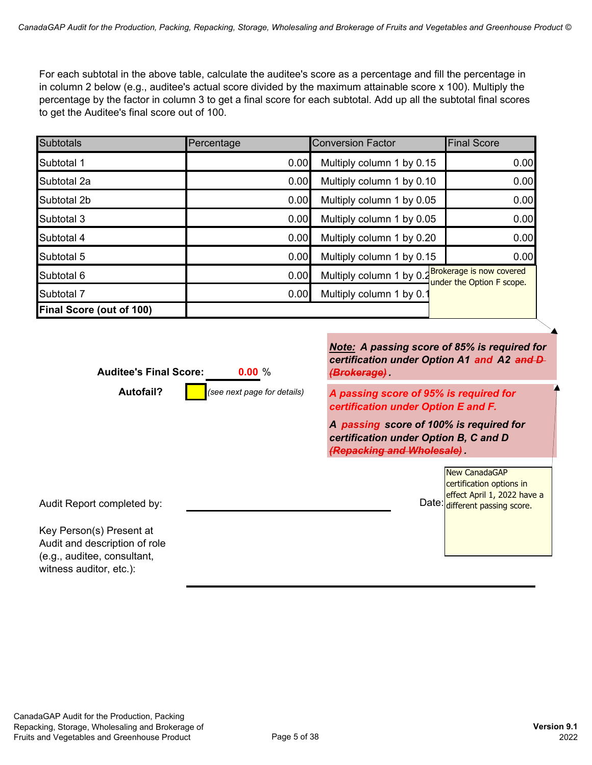For each subtotal in the above table, calculate the auditee's score as a percentage and fill the percentage in in column 2 below (e.g., auditee's actual score divided by the maximum attainable score x 100). Multiply the percentage by the factor in column 3 to get a final score for each subtotal. Add up all the subtotal final scores to get the Auditee's final score out of 100.

| Subtotals | Percentage | Conversion Factor | Final Score |
|---|---|---|---|
| Subtotal 1 | 0.00 | Multiply column 1 by 0.15 | 0.00 |
| Subtotal 2a | 0.00 | Multiply column 1 by 0.10 | 0.00 |
| Subtotal 2b | 0.00 | Multiply column 1 by 0.05 | 0.00 |
| Subtotal 3 | 0.00 | Multiply column 1 by 0.05 | 0.00 |
| Subtotal 4 | 0.00 | Multiply column 1 by 0.20 | 0.00 |
| Subtotal 5 | 0.00 | Multiply column 1 by 0.15 | 0.00 |
| Subtotal 6 | 0.00 | Multiply column 1 by 0.2 | |
| Subtotal 7 | 0.00 | Multiply column 1 by 0.1 | |
| **Final Score (out of 100)** | | | |

Brokerage is now covered under the Option F scope.

**Auditee's Final Score:** 0.00 %

**Autofail?** *(see next page for details)*

***Note:* A passing score of 85% is required for certification under Option A1 and A2 ~~and D (Brokerage)~~.**

***A passing score of 95% is required for certification under Option E and F.***

***A passing score of 100% is required for certification under Option B, C and D ~~(Repacking and Wholesale)~~.***

New CanadaGAP certification options in effect April 1, 2022 have a different passing score.

Audit Report completed by: \_\_\_\_\_\_\_\_\_\_\_\_\_\_\_\_\_\_\_\_ Date:

Key Person(s) Present at Audit and description of role (e.g., auditee, consultant, witness auditor, etc.):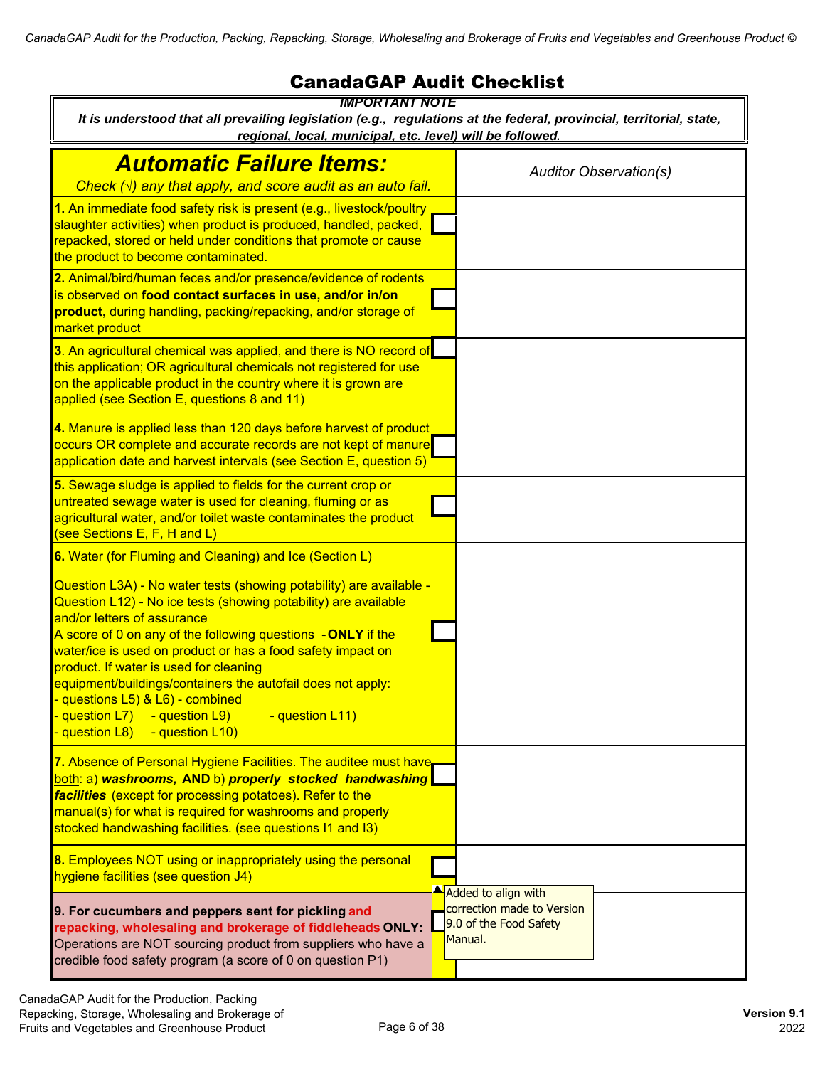# CanadaGAP Audit Checklist

**IMPORTANT NOTE**

***It is understood that all prevailing legislation (e.g., regulations at the federal, provincial, territorial, state, regional, local, municipal, etc. level) will be followed.***

| ***Automatic Failure Items:*** *Check (√) any that apply, and score audit as an auto fail.* | | *Auditor Observation(s)* |
|---|---|---|
| **1.** An immediate food safety risk is present (e.g., livestock/poultry slaughter activities) when product is produced, handled, packed, repacked, stored or held under conditions that promote or cause the product to become contaminated. | ☐ | |
| **2.** Animal/bird/human feces and/or presence/evidence of rodents is observed on **food contact surfaces in use, and/or in/on product,** during handling, packing/repacking, and/or storage of market product | ☐ | |
| **3**. An agricultural chemical was applied, and there is NO record of this application; OR agricultural chemicals not registered for use on the applicable product in the country where it is grown are applied (see Section E, questions 8 and 11) | ☐ | |
| **4.** Manure is applied less than 120 days before harvest of product occurs OR complete and accurate records are not kept of manure application date and harvest intervals (see Section E, question 5) | ☐ | |
| **5.** Sewage sludge is applied to fields for the current crop or untreated sewage water is used for cleaning, fluming or as agricultural water, and/or toilet waste contaminates the product (see Sections E, F, H and L) | ☐ | |
| **6.** Water (for Fluming and Cleaning) and Ice (Section L)<br><br>Question L3A) - No water tests (showing potability) are available - Question L12) - No ice tests (showing potability) are available and/or letters of assurance<br>A score of 0 on any of the following questions - **ONLY** if the water/ice is used on product or has a food safety impact on product. If water is used for cleaning equipment/buildings/containers the autofail does not apply:<br>- questions L5) & L6) - combined<br>- question L7) - question L9) - question L11)<br>- question L8) - question L10) | ☐ | |
| **7.** Absence of Personal Hygiene Facilities. The auditee must have both: a) ***washrooms,* AND** b) ***properly stocked handwashing facilities*** (except for processing potatoes). Refer to the manual(s) for what is required for washrooms and properly stocked handwashing facilities. (see questions I1 and I3) | ☐ | |
| **8.** Employees NOT using or inappropriately using the personal hygiene facilities (see question J4) | ☐ | |
| **9. For cucumbers and peppers sent for pickling and repacking, wholesaling and brokerage of fiddleheads ONLY:** Operations are NOT sourcing product from suppliers who have a credible food safety program (a score of 0 on question P1) | ☐ | Added to align with correction made to Version 9.0 of the Food Safety Manual. |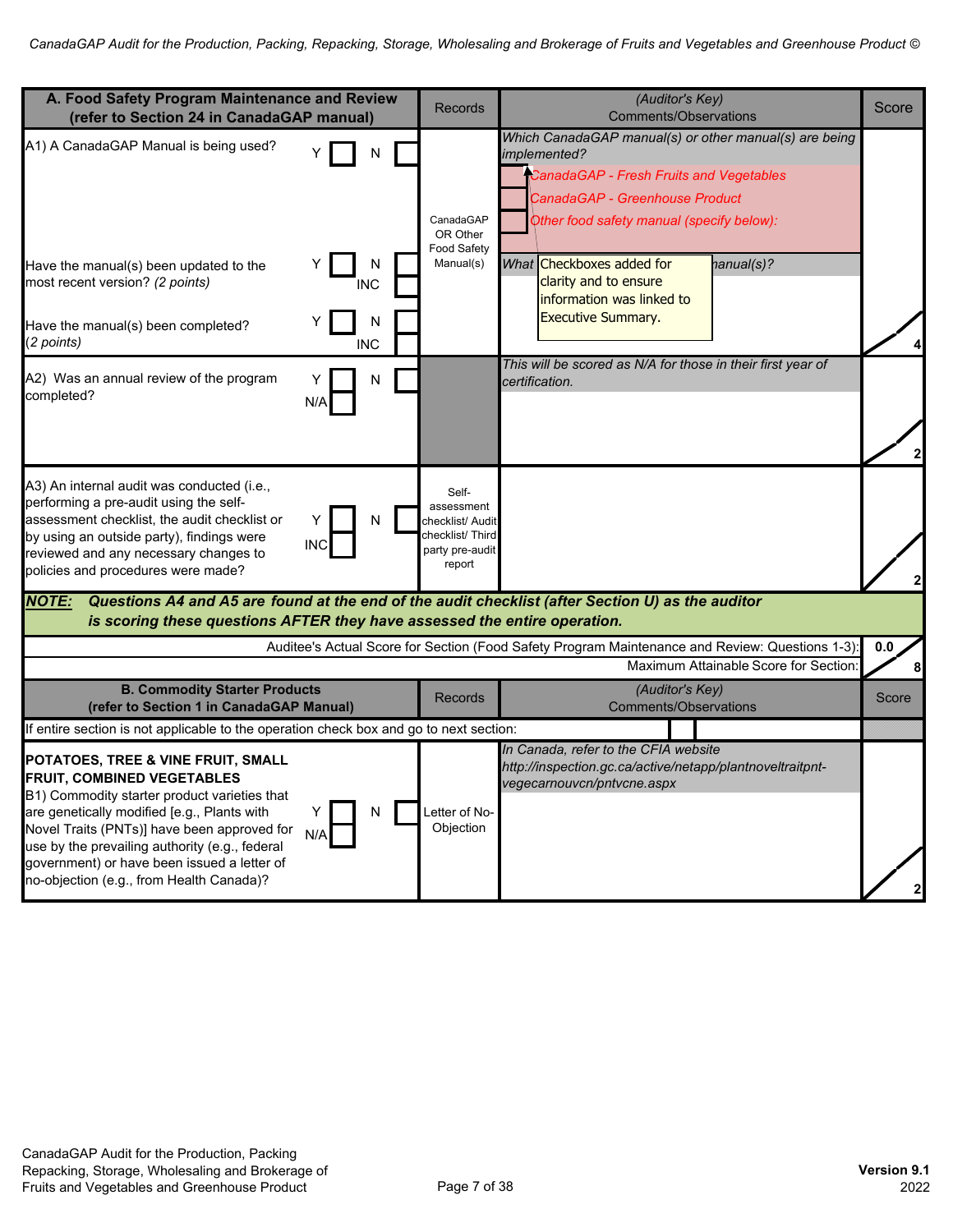| A. Food Safety Program Maintenance and Review (refer to Section 24 in CanadaGAP manual) | Records | (Auditor's Key) Comments/Observations | Score |
|---|---|---|---|
| A1) A CanadaGAP Manual is being used? Y ☐ N ☐<br><br>Have the manual(s) been updated to the most recent version? *(2 points)* Y ☐ N ☐ INC ☐<br><br>Have the manual(s) been completed? *(2 points)* Y ☐ N ☐ INC ☐ | CanadaGAP OR Other Food Safety Manual(s) | *Which CanadaGAP manual(s) or other manual(s) are being implemented?*<br>☐ *CanadaGAP - Fresh Fruits and Vegetables*<br>☐ *CanadaGAP - Greenhouse Product*<br>☐ *Other food safety manual (specify below):*<br><br>*What ... manual(s)?*<br>Checkboxes added for clarity and to ensure information was linked to Executive Summary. | 4 |
| A2) Was an annual review of the program completed? Y ☐ N ☐ N/A ☐ | | *This will be scored as N/A for those in their first year of certification.* | 2 |
| A3) An internal audit was conducted (i.e., performing a pre-audit using the self-assessment checklist, the audit checklist or by using an outside party), findings were reviewed and any necessary changes to policies and procedures were made? Y ☐ N ☐ INC ☐ | Self-assessment checklist/ Audit checklist/ Third party pre-audit report | | 2 |
| ***NOTE:*** ***Questions A4 and A5 are found at the end of the audit checklist (after Section U) as the auditor is scoring these questions AFTER they have assessed the entire operation.*** | | | |
| Auditee's Actual Score for Section (Food Safety Program Maintenance and Review: Questions 1-3): | | | 0.0 |
| Maximum Attainable Score for Section: | | | 8 |

| B. Commodity Starter Products (refer to Section 1 in CanadaGAP Manual) | Records | (Auditor's Key) Comments/Observations | Score |
|---|---|---|---|
| If entire section is not applicable to the operation check box and go to next section: ☐ | | | |
| **POTATOES, TREE & VINE FRUIT, SMALL FRUIT, COMBINED VEGETABLES**<br>B1) Commodity starter product varieties that are genetically modified [e.g., Plants with Novel Traits (PNTs)] have been approved for use by the prevailing authority (e.g., federal government) or have been issued a letter of no-objection (e.g., from Health Canada)? Y ☐ N ☐ N/A ☐ | Letter of No-Objection | *In Canada, refer to the CFIA website http://inspection.gc.ca/active/netapp/plantnoveltraitpnt-vegecarnouvcn/pntvcne.aspx* | 2 |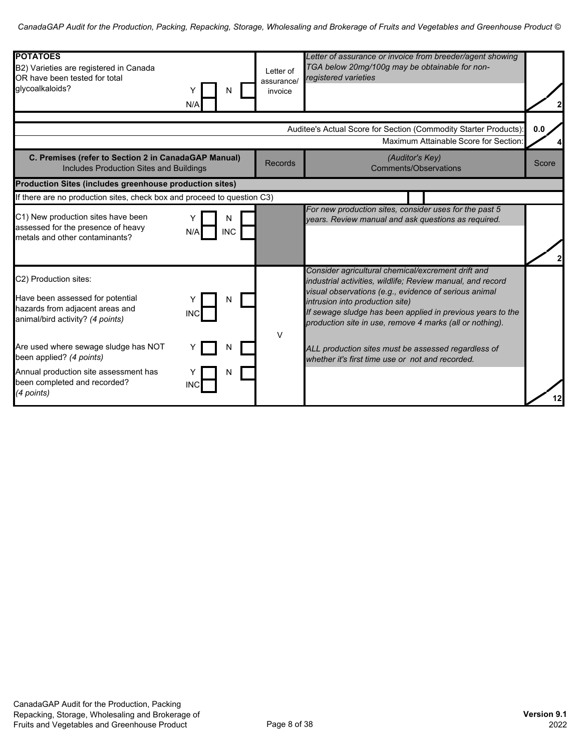| | Records | Comments/Observations | Score |
|---|---|---|---|
| **POTATOES**<br>B2) Varieties are registered in Canada OR have been tested for total glycoalkaloids? Y [ ] N [ ] N/A [ ] | Letter of assurance/ invoice | *Letter of assurance or invoice from breeder/agent showing TGA below 20mg/100g may be obtainable for non-registered varieties* | / 2 |
| | | Auditee's Actual Score for Section (Commodity Starter Products): | 0.0 |
| | | Maximum Attainable Score for Section: | / 4 |

| C. Premises (refer to Section 2 in CanadaGAP Manual)<br>Includes Production Sites and Buildings | Records | *(Auditor's Key)*<br>Comments/Observations | Score |
|---|---|---|---|
| **Production Sites (includes greenhouse production sites)** | | | |
| If there are no production sites, check box and proceed to question C3) [ ] | | | |
| C1) New production sites have been assessed for the presence of heavy metals and other contaminants? Y [ ] N [ ] N/A [ ] INC [ ] | | *For new production sites, consider uses for the past 5 years. Review manual and ask questions as required.* | / 2 |
| C2) Production sites:<br><br>Have been assessed for potential hazards from adjacent areas and animal/bird activity? *(4 points)* Y [ ] N [ ] INC [ ]<br><br>Are used where sewage sludge has NOT been applied? *(4 points)* Y [ ] N [ ]<br><br>Annual production site assessment has been completed and recorded? *(4 points)* Y [ ] N [ ] INC [ ] | V | *Consider agricultural chemical/excrement drift and industrial activities, wildlife; Review manual, and record visual observations (e.g., evidence of serious animal intrusion into production site)*<br>*If sewage sludge has been applied in previous years to the production site in use, remove 4 marks (all or nothing).*<br><br>*ALL production sites must be assessed regardless of whether it's first time use or not and recorded.* | / 12 |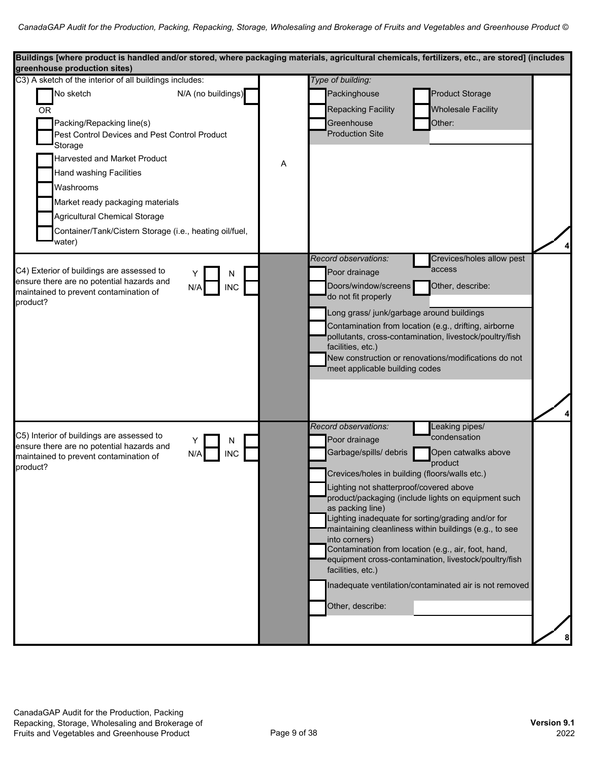## Buildings [where product is handled and/or stored, where packaging materials, agricultural chemicals, fertilizers, etc., are stored] (includes greenhouse production sites)

| Question | | Observations | Points |
|---|---|---|---|
| C3) A sketch of the interior of all buildings includes:<br>☐ No sketch &nbsp;&nbsp; N/A (no buildings) ☐<br>OR<br>☐ Packing/Repacking line(s)<br>☐ Pest Control Devices and Pest Control Product Storage<br>☐ Harvested and Market Product<br>☐ Hand washing Facilities<br>☐ Washrooms<br>☐ Market ready packaging materials<br>☐ Agricultural Chemical Storage<br>☐ Container/Tank/Cistern Storage (i.e., heating oil/fuel, water) | A | *Type of building:*<br>☐ Packinghouse<br>☐ Product Storage<br>☐ Repacking Facility<br>☐ Wholesale Facility<br>☐ Greenhouse Production Site<br>☐ Other: | 4 |
| C4) Exterior of buildings are assessed to ensure there are no potential hazards and maintained to prevent contamination of product?<br>Y ☐ N ☐ N/A ☐ INC ☐ | | *Record observations:*<br>☐ Poor drainage<br>☐ Crevices/holes allow pest access<br>☐ Doors/window/screens do not fit properly<br>☐ Other, describe:<br>☐ Long grass/ junk/garbage around buildings<br>☐ Contamination from location (e.g., drifting, airborne pollutants, cross-contamination, livestock/poultry/fish facilities, etc.)<br>☐ New construction or renovations/modifications do not meet applicable building codes | 4 |
| C5) Interior of buildings are assessed to ensure there are no potential hazards and maintained to prevent contamination of product?<br>Y ☐ N ☐ N/A ☐ INC ☐ | | *Record observations:*<br>☐ Poor drainage<br>☐ Leaking pipes/ condensation<br>☐ Garbage/spills/ debris<br>☐ Open catwalks above product<br>☐ Crevices/holes in building (floors/walls etc.)<br>☐ Lighting not shatterproof/covered above product/packaging (include lights on equipment such as packing line)<br>☐ Lighting inadequate for sorting/grading and/or for maintaining cleanliness within buildings (e.g., to see into corners)<br>☐ Contamination from location (e.g., air, foot, hand, equipment cross-contamination, livestock/poultry/fish facilities, etc.)<br>☐ Inadequate ventilation/contaminated air is not removed<br>☐ Other, describe: | 8 |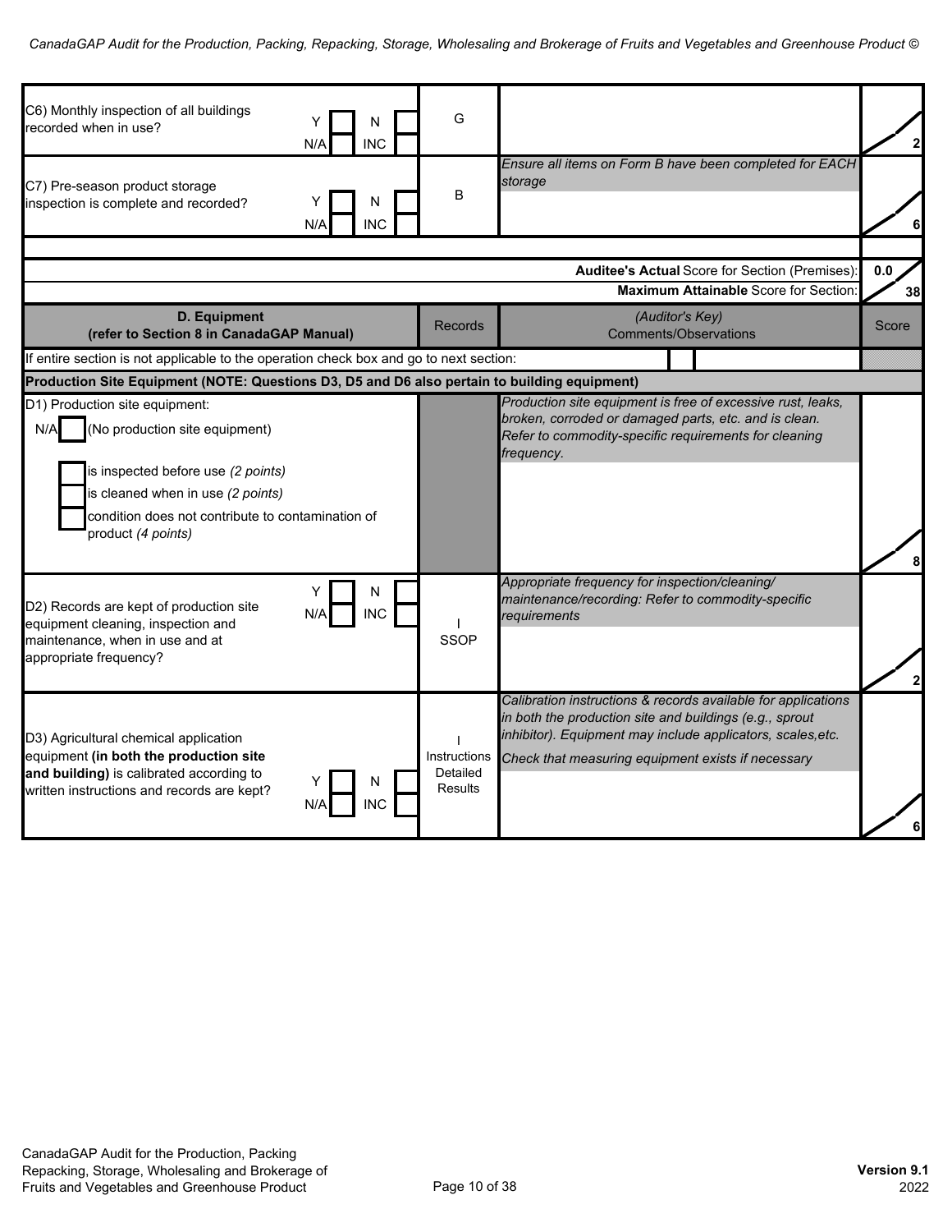| | Records | Comments/Observations | Score |
|---|---|---|---|
| C6) Monthly inspection of all buildings recorded when in use? Y ☐ N ☐ N/A ☐ INC ☐ | G | | 2 |
| C7) Pre-season product storage inspection is complete and recorded? Y ☐ N ☐ N/A ☐ INC ☐ | B | *Ensure all items on Form B have been completed for EACH storage* | 6 |
| | | **Auditee's Actual** Score for Section (Premises): | 0.0 |
| | | **Maximum Attainable** Score for Section: | 38 |

| **D. Equipment (refer to Section 8 in CanadaGAP Manual)** | Records | *(Auditor's Key)* Comments/Observations | Score |
|---|---|---|---|
| If entire section is not applicable to the operation check box and go to next section: ☐ | | | |
| **Production Site Equipment (NOTE: Questions D3, D5 and D6 also pertain to building equipment)** | | | |
| D1) Production site equipment: N/A ☐ (No production site equipment) ☐ is inspected before use *(2 points)* ☐ is cleaned when in use *(2 points)* ☐ condition does not contribute to contamination of product *(4 points)* | | *Production site equipment is free of excessive rust, leaks, broken, corroded or damaged parts, etc. and is clean. Refer to commodity-specific requirements for cleaning frequency.* | 8 |
| D2) Records are kept of production site equipment cleaning, inspection and maintenance, when in use and at appropriate frequency? Y ☐ N ☐ N/A ☐ INC ☐ | I SSOP | *Appropriate frequency for inspection/cleaning/ maintenance/recording: Refer to commodity-specific requirements* | 2 |
| D3) Agricultural chemical application equipment **(in both the production site and building)** is calibrated according to written instructions and records are kept? Y ☐ N ☐ N/A ☐ INC ☐ | I Instructions Detailed Results | *Calibration instructions & records available for applications in both the production site and buildings (e.g., sprout inhibitor). Equipment may include applicators, scales,etc.* *Check that measuring equipment exists if necessary* | 6 |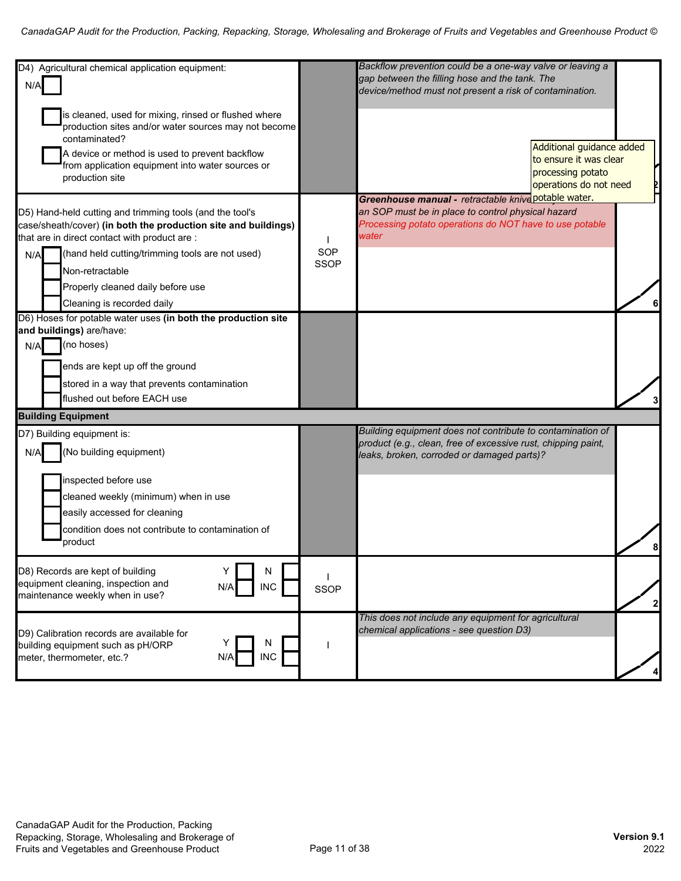| Question | | Guidance | Points |
|---|---|---|---|
| D4) Agricultural chemical application equipment:<br>N/A ☐<br>☐ is cleaned, used for mixing, rinsed or flushed where production sites and/or water sources may not become contaminated?<br>☐ A device or method is used to prevent backflow from application equipment into water sources or production site | | *Backflow prevention could be a one-way valve or leaving a gap between the filling hose and the tank. The device/method must not present a risk of contamination.* | 2 |
| D5) Hand-held cutting and trimming tools (and the tool's case/sheath/cover) **(in both the production site and buildings)** that are in direct contact with product are :<br>N/A ☐ (hand held cutting/trimming tools are not used)<br>☐ Non-retractable<br>☐ Properly cleaned daily before use<br>☐ Cleaning is recorded daily | I<br>SOP<br>SSOP | ***Greenhouse manual -*** *retractable knives ... an SOP must be in place to control physical hazard*<br>*Processing potato operations do NOT have to use potable water*<br>Additional guidance added to ensure it was clear processing potato operations do not need potable water. | 6 |
| D6) Hoses for potable water uses **(in both the production site and buildings)** are/have:<br>N/A ☐ (no hoses)<br>☐ ends are kept up off the ground<br>☐ stored in a way that prevents contamination<br>☐ flushed out before EACH use | | | 3 |
| **Building Equipment** | | | |
| D7) Building equipment is:<br>N/A ☐ (No building equipment)<br>☐ inspected before use<br>☐ cleaned weekly (minimum) when in use<br>☐ easily accessed for cleaning<br>☐ condition does not contribute to contamination of product | | *Building equipment does not contribute to contamination of product (e.g., clean, free of excessive rust, chipping paint, leaks, broken, corroded or damaged parts)?* | 8 |
| D8) Records are kept of building equipment cleaning, inspection and maintenance weekly when in use?<br>Y ☐ N ☐ N/A ☐ INC ☐ | I<br>SSOP | | 2 |
| D9) Calibration records are available for building equipment such as pH/ORP meter, thermometer, etc.?<br>Y ☐ N ☐ N/A ☐ INC ☐ | I | *This does not include any equipment for agricultural chemical applications - see question D3)* | 4 |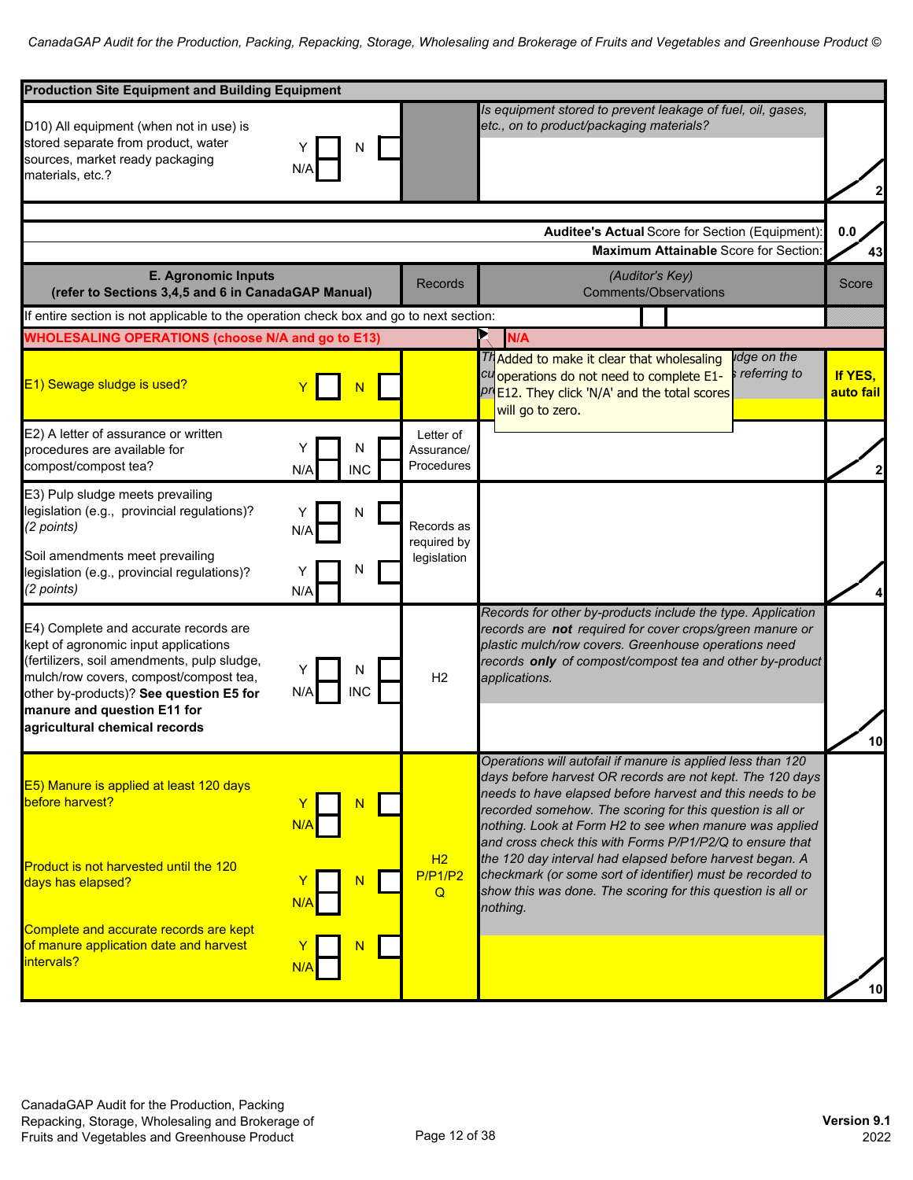| Production Site Equipment and Building Equipment | | | |
|---|---|---|---|
| D10) All equipment (when not in use) is stored separate from product, water sources, market ready packaging materials, etc.? Y ☐ N ☐ N/A ☐ | | *Is equipment stored to prevent leakage of fuel, oil, gases, etc., on to product/packaging materials?* | 2 |
| | | **Auditee's Actual** Score for Section (Equipment): | 0.0 |
| | | **Maximum Attainable** Score for Section: | 43 |

| **E. Agronomic Inputs (refer to Sections 3,4,5 and 6 in CanadaGAP Manual)** | Records | *(Auditor's Key)* Comments/Observations | Score |
|---|---|---|---|
| If entire section is not applicable to the operation check box and go to next section: ☐ | | | |
| **WHOLESALING OPERATIONS (choose N/A and go to E13)** | | **N/A** | |
| E1) Sewage sludge is used? Y ☐ N ☐ | | *Th... ...dge on the cu... ...s referring to pr...* Added to make it clear that wholesaling operations do not need to complete E1-E12. They click 'N/A' and the total scores will go to zero. | **If YES, auto fail** |
| E2) A letter of assurance or written procedures are available for compost/compost tea? Y ☐ N ☐ N/A ☐ INC ☐ | Letter of Assurance/ Procedures | | 2 |
| E3) Pulp sludge meets prevailing legislation (e.g., provincial regulations)? *(2 points)* Y ☐ N ☐ N/A ☐<br><br>Soil amendments meet prevailing legislation (e.g., provincial regulations)? *(2 points)* Y ☐ N ☐ N/A ☐ | Records as required by legislation | | 4 |
| E4) Complete and accurate records are kept of agronomic input applications (fertilizers, soil amendments, pulp sludge, mulch/row covers, compost/compost tea, other by-products)? **See question E5 for manure and question E11 for agricultural chemical records** Y ☐ N ☐ N/A ☐ INC ☐ | H2 | *Records for other by-products include the type. Application records are **not** required for cover crops/green manure or plastic mulch/row covers. Greenhouse operations need records **only** of compost/compost tea and other by-product applications.* | 10 |
| E5) Manure is applied at least 120 days before harvest? Y ☐ N ☐ N/A ☐<br><br>Product is not harvested until the 120 days has elapsed? Y ☐ N ☐ N/A ☐<br><br>Complete and accurate records are kept of manure application date and harvest intervals? Y ☐ N ☐ N/A ☐ | H2 P/P1/P2 Q | *Operations will autofail if manure is applied less than 120 days before harvest OR records are not kept. The 120 days needs to have elapsed before harvest and this needs to be recorded somehow. The scoring for this question is all or nothing. Look at Form H2 to see when manure was applied and cross check this with Forms P/P1/P2/Q to ensure that the 120 day interval had elapsed before harvest began. A checkmark (or some sort of identifier) must be recorded to show this was done. The scoring for this question is all or nothing.* | 10 |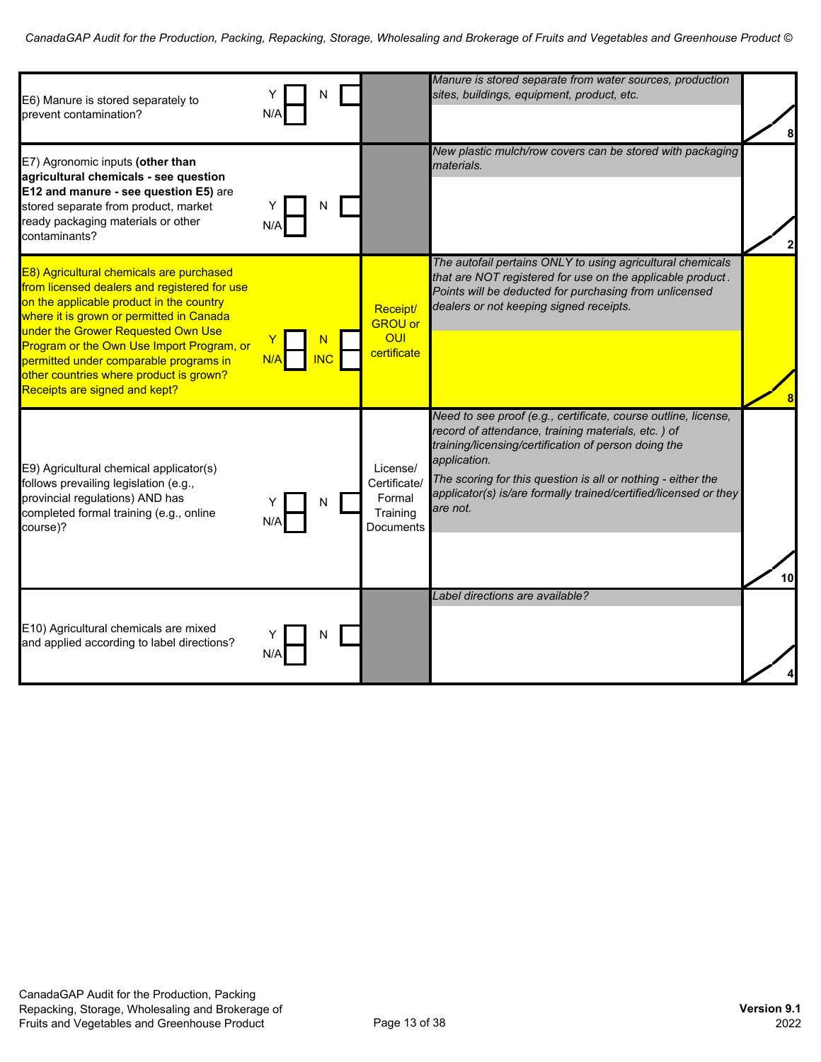| Question | Answer | Documentation | Notes | Points |
|---|---|---|---|---|
| E6) Manure is stored separately to prevent contamination? | Y ☐ N ☐ N/A ☐ | | *Manure is stored separate from water sources, production sites, buildings, equipment, product, etc.* | 8 |
| E7) Agronomic inputs **(other than agricultural chemicals - see question E12 and manure - see question E5)** are stored separate from product, market ready packaging materials or other contaminants? | Y ☐ N ☐ N/A ☐ | | *New plastic mulch/row covers can be stored with packaging materials.* | 2 |
| E8) Agricultural chemicals are purchased from licensed dealers and registered for use on the applicable product in the country where it is grown or permitted in Canada under the Grower Requested Own Use Program or the Own Use Import Program, or permitted under comparable programs in other countries where product is grown? Receipts are signed and kept? | Y ☐ N ☐ N/A ☐ INC ☐ | Receipt/ GROU or OUI certificate | *The autofail pertains ONLY to using agricultural chemicals that are NOT registered for use on the applicable product. Points will be deducted for purchasing from unlicensed dealers or not keeping signed receipts.* | 8 |
| E9) Agricultural chemical applicator(s) follows prevailing legislation (e.g., provincial regulations) AND has completed formal training (e.g., online course)? | Y ☐ N ☐ N/A ☐ | License/ Certificate/ Formal Training Documents | *Need to see proof (e.g., certificate, course outline, license, record of attendance, training materials, etc. ) of training/licensing/certification of person doing the application.* <br> *The scoring for this question is all or nothing - either the applicator(s) is/are formally trained/certified/licensed or they are not.* | 10 |
| E10) Agricultural chemicals are mixed and applied according to label directions? | Y ☐ N ☐ N/A ☐ | | *Label directions are available?* | 4 |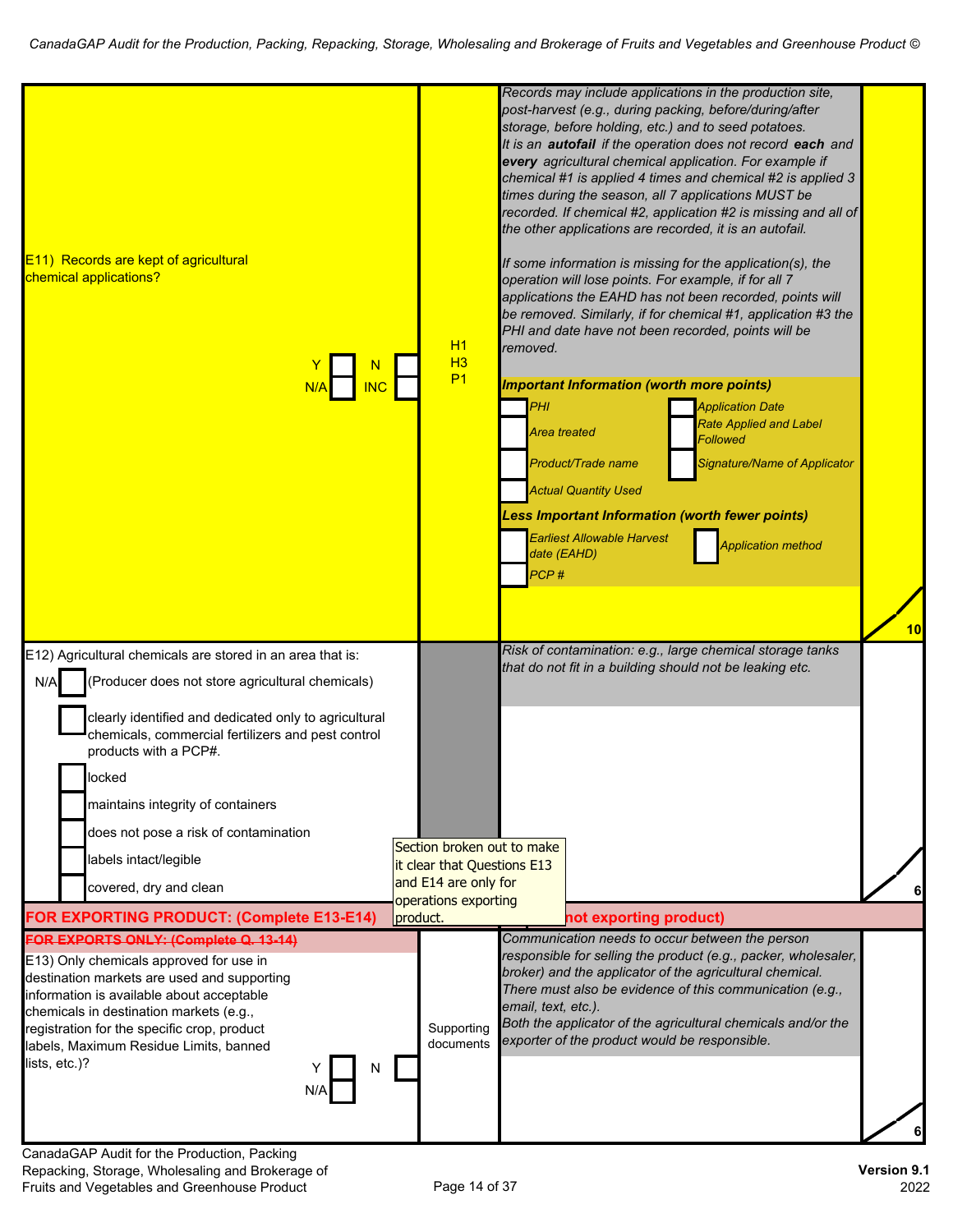| Question | | Guidance | Points |
|---|---|---|---|
| E11) Records are kept of agricultural chemical applications?<br><br>Y ☐ N ☐<br>N/A ☐ INC ☐ | H1<br>H3<br>P1 | *Records may include applications in the production site, post-harvest (e.g., during packing, before/during/after storage, before holding, etc.) and to seed potatoes.*<br>*It is an **autofail** if the operation does not record **each** and **every** agricultural chemical application. For example if chemical #1 is applied 4 times and chemical #2 is applied 3 times during the season, all 7 applications MUST be recorded. If chemical #2, application #2 is missing and all of the other applications are recorded, it is an autofail.*<br><br>*If some information is missing for the application(s), the operation will lose points. For example, if for all 7 applications the EAHD has not been recorded, points will be removed. Similarly, if for chemical #1, application #3 the PHI and date have not been recorded, points will be removed.*<br><br>***Important Information (worth more points)***<br>☐ *PHI* ☐ *Application Date*<br>☐ *Area treated* ☐ *Rate Applied and Label Followed*<br>☐ *Product/Trade name* ☐ *Signature/Name of Applicator*<br>☐ *Actual Quantity Used*<br><br>***Less Important Information (worth fewer points)***<br>☐ *Earliest Allowable Harvest date (EAHD)* ☐ *Application method*<br>☐ *PCP #* | 10 |
| E12) Agricultural chemicals are stored in an area that is:<br>N/A ☐ (Producer does not store agricultural chemicals)<br>☐ clearly identified and dedicated only to agricultural chemicals, commercial fertilizers and pest control products with a PCP#.<br>☐ locked<br>☐ maintains integrity of containers<br>☐ does not pose a risk of contamination<br>☐ labels intact/legible<br>☐ covered, dry and clean | | *Risk of contamination: e.g., large chemical storage tanks that do not fit in a building should not be leaking etc.* | 6 |

Section broken out to make it clear that Questions E13 and E14 are only for operations exporting product.

**FOR EXPORTING PRODUCT: (Complete E13-E14)** (... not exporting product)

~~FOR EXPORTS ONLY: (Complete Q. 13-14)~~

| Question | | Guidance | Points |
|---|---|---|---|
| E13) Only chemicals approved for use in destination markets are used and supporting information is available about acceptable chemicals in destination markets (e.g., registration for the specific crop, product labels, Maximum Residue Limits, banned lists, etc.)?<br><br>Y ☐ N ☐<br>N/A ☐ | Supporting documents | *Communication needs to occur between the person responsible for selling the product (e.g., packer, wholesaler, broker) and the applicator of the agricultural chemical. There must also be evidence of this communication (e.g., email, text, etc.).*<br>*Both the applicator of the agricultural chemicals and/or the exporter of the product would be responsible.* | 6 |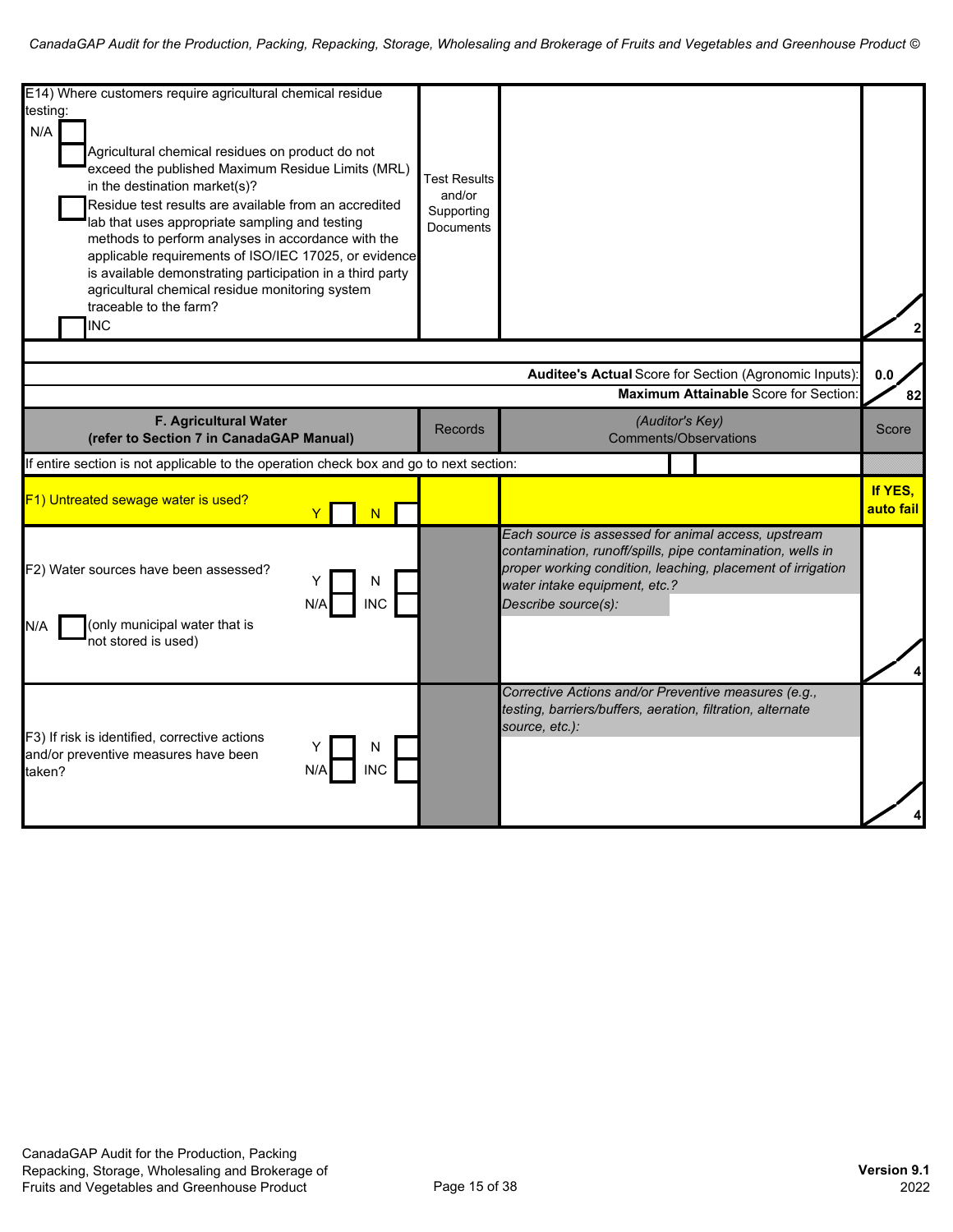| | Records | Comments/Observations | Score |
|---|---|---|---|
| E14) Where customers require agricultural chemical residue testing:<br>N/A ☐<br>☐ Agricultural chemical residues on product do not exceed the published Maximum Residue Limits (MRL) in the destination market(s)?<br>☐ Residue test results are available from an accredited lab that uses appropriate sampling and testing methods to perform analyses in accordance with the applicable requirements of ISO/IEC 17025, or evidence is available demonstrating participation in a third party agricultural chemical residue monitoring system traceable to the farm?<br>☐ INC | Test Results and/or Supporting Documents | | 2 |
| | | **Auditee's Actual** Score for Section (Agronomic Inputs): | 0.0 |
| | | **Maximum Attainable** Score for Section: | 82 |

| F. Agricultural Water (refer to Section 7 in CanadaGAP Manual) | Records | (Auditor's Key) Comments/Observations | Score |
|---|---|---|---|
| If entire section is not applicable to the operation check box and go to next section: ☐ | | | |
| F1) Untreated sewage water is used? Y ☐ N ☐ | | | If YES, auto fail |
| F2) Water sources have been assessed? Y ☐ N ☐ N/A ☐ INC ☐<br>N/A ☐ (only municipal water that is not stored is used) | | *Each source is assessed for animal access, upstream contamination, runoff/spills, pipe contamination, wells in proper working condition, leaching, placement of irrigation water intake equipment, etc.?*<br>*Describe source(s):* | 4 |
| F3) If risk is identified, corrective actions and/or preventive measures have been taken? Y ☐ N ☐ N/A ☐ INC ☐ | | *Corrective Actions and/or Preventive measures (e.g., testing, barriers/buffers, aeration, filtration, alternate source, etc.):* | 4 |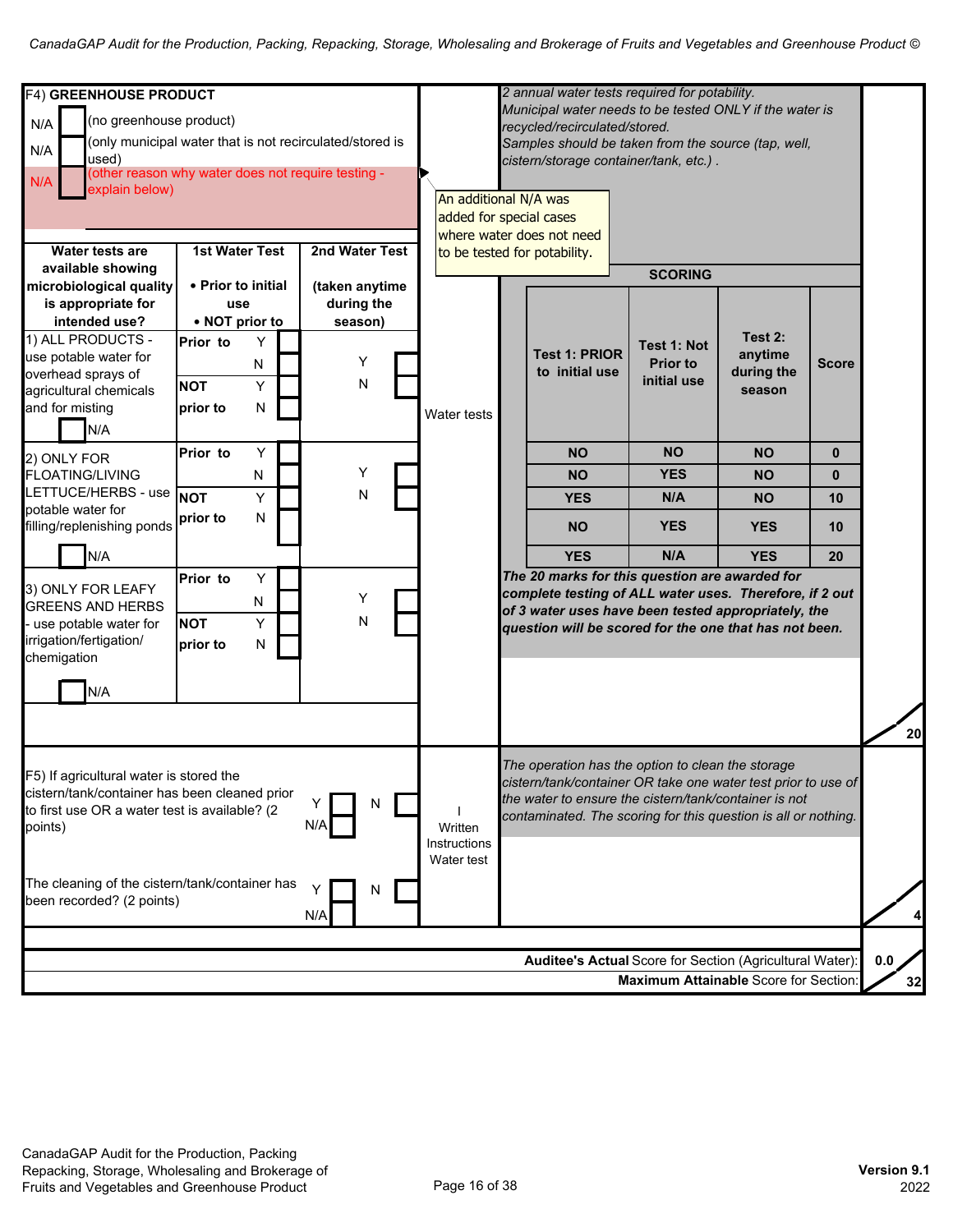F4) **GREENHOUSE PRODUCT**

N/A ☐ (no greenhouse product)

N/A ☐ (only municipal water that is not recirculated/stored is used)

N/A ☐ (other reason why water does not require testing - explain below)

An additional N/A was added for special cases where water does not need to be tested for potability.

*2 annual water tests required for potability.*
*Municipal water needs to be tested ONLY if the water is recycled/recirculated/stored.*
*Samples should be taken from the source (tap, well, cistern/storage container/tank, etc.) .*

| Water tests are available showing microbiological quality is appropriate for intended use? | 1st Water Test • Prior to initial use • NOT prior to | 2nd Water Test (taken anytime during the season) |
|---|---|---|
| 1) ALL PRODUCTS - use potable water for overhead sprays of agricultural chemicals and for misting ☐ N/A | Prior to Y ☐ N ☐ / NOT prior to Y ☐ N ☐ | Y ☐ N ☐ |
| 2) ONLY FOR FLOATING/LIVING LETTUCE/HERBS - use potable water for filling/replenishing ponds ☐ N/A | Prior to Y ☐ N ☐ / NOT prior to Y ☐ N ☐ | Y ☐ N ☐ |
| 3) ONLY FOR LEAFY GREENS AND HERBS - use potable water for irrigation/fertigation/ chemigation ☐ N/A | Prior to Y ☐ N ☐ / NOT prior to Y ☐ N ☐ | Y ☐ N ☐ |

Water tests

**SCORING**

| Test 1: PRIOR to initial use | Test 1: Not Prior to initial use | Test 2: anytime during the season | Score |
|---|---|---|---|
| NO | NO | NO | 0 |
| NO | YES | NO | 0 |
| YES | N/A | NO | 10 |
| NO | YES | YES | 10 |
| YES | N/A | YES | 20 |

***The 20 marks for this question are awarded for complete testing of ALL water uses. Therefore, if 2 out of 3 water uses have been tested appropriately, the question will be scored for the one that has not been.***

20

F5) If agricultural water is stored the cistern/tank/container has been cleaned prior to first use OR a water test is available? (2 points) Y ☐ N ☐ N/A ☐

The cleaning of the cistern/tank/container has been recorded? (2 points) Y ☐ N ☐ N/A ☐

I
Written Instructions
Water test

*The operation has the option to clean the storage cistern/tank/container OR take one water test prior to use of the water to ensure the cistern/tank/container is not contaminated. The scoring for this question is all or nothing.*

4

**Auditee's Actual** Score for Section (Agricultural Water): 0.0

**Maximum Attainable** Score for Section: 32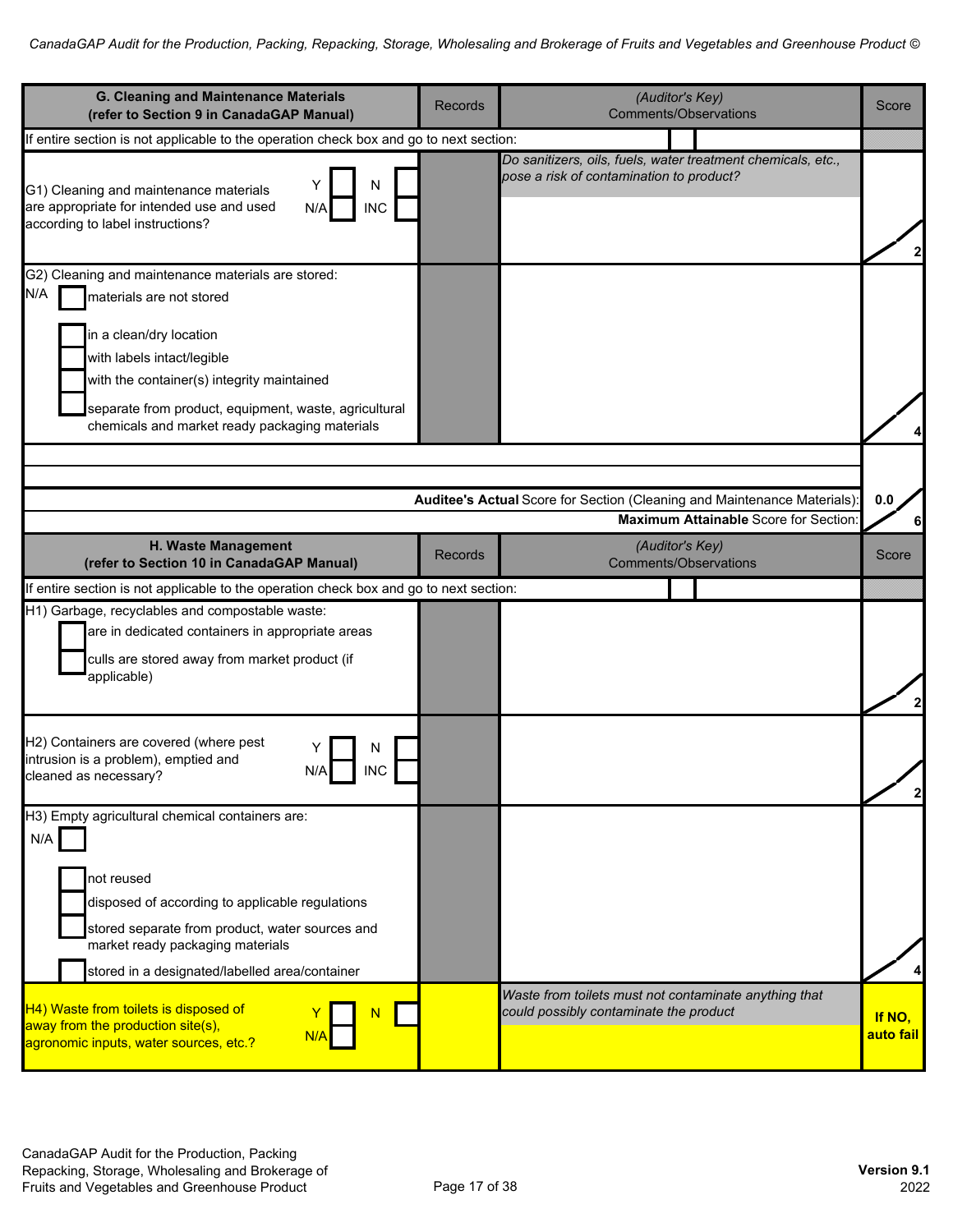| G. Cleaning and Maintenance Materials (refer to Section 9 in CanadaGAP Manual) | Records | *(Auditor's Key)* Comments/Observations | Score |
|---|---|---|---|
| If entire section is not applicable to the operation check box and go to next section: ☐ | | | |
| G1) Cleaning and maintenance materials are appropriate for intended use and used according to label instructions? Y ☐ N ☐ N/A ☐ INC ☐ | | *Do sanitizers, oils, fuels, water treatment chemicals, etc., pose a risk of contamination to product?* | / 2 |
| G2) Cleaning and maintenance materials are stored:<br>N/A ☐ materials are not stored<br>☐ in a clean/dry location<br>☐ with labels intact/legible<br>☐ with the container(s) integrity maintained<br>☐ separate from product, equipment, waste, agricultural chemicals and market ready packaging materials | | | / 4 |
| | | **Auditee's Actual** Score for Section (Cleaning and Maintenance Materials): | 0.0 |
| | | **Maximum Attainable** Score for Section: | 6 |

| H. Waste Management (refer to Section 10 in CanadaGAP Manual) | Records | *(Auditor's Key)* Comments/Observations | Score |
|---|---|---|---|
| If entire section is not applicable to the operation check box and go to next section: ☐ | | | |
| H1) Garbage, recyclables and compostable waste:<br>☐ are in dedicated containers in appropriate areas<br>☐ culls are stored away from market product (if applicable) | | | / 2 |
| H2) Containers are covered (where pest intrusion is a problem), emptied and cleaned as necessary? Y ☐ N ☐ N/A ☐ INC ☐ | | | / 2 |
| H3) Empty agricultural chemical containers are:<br>N/A ☐<br>☐ not reused<br>☐ disposed of according to applicable regulations<br>☐ stored separate from product, water sources and market ready packaging materials<br>☐ stored in a designated/labelled area/container | | | / 4 |
| H4) Waste from toilets is disposed of away from the production site(s), agronomic inputs, water sources, etc.? Y ☐ N ☐ N/A ☐ | | *Waste from toilets must not contaminate anything that could possibly contaminate the product* | **If NO, auto fail** |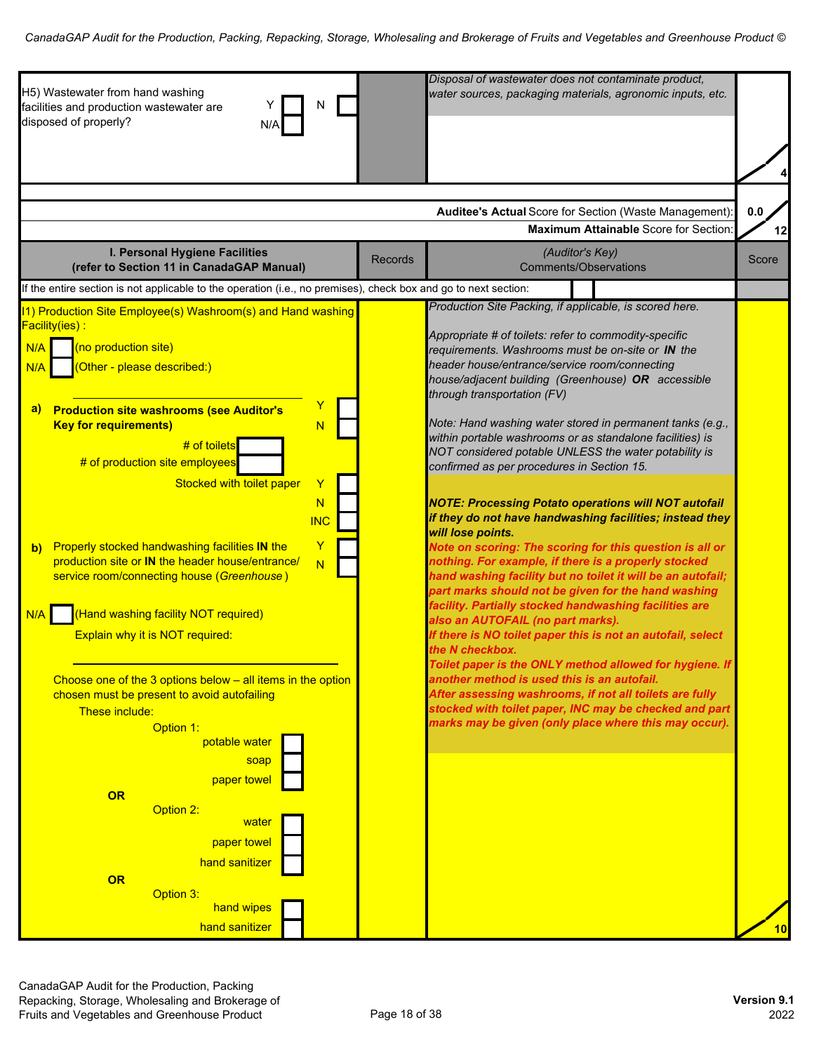| H5) Wastewater from hand washing facilities and production wastewater are disposed of properly? Y ☐ N ☐ N/A ☐ | | *Disposal of wastewater does not contaminate product, water sources, packaging materials, agronomic inputs, etc.* | /4 |
|---|---|---|---|

| | **Auditee's Actual** Score for Section (Waste Management): | 0.0 |
|---|---|---|
| | **Maximum Attainable** Score for Section: | /12 |

| **I. Personal Hygiene Facilities (refer to Section 11 in CanadaGAP Manual)** | Records | *(Auditor's Key)* Comments/Observations | Score |
|---|---|---|---|
| If the entire section is not applicable to the operation (i.e., no premises), check box and go to next section: ☐ | | | |
| I1) Production Site Employee(s) Washroom(s) and Hand washing Facility(ies) :<br>N/A ☐ (no production site)<br>N/A ☐ (Other - please described:)<br><br>**a) Production site washrooms (see Auditor's Key for requirements)** Y ☐ N ☐<br># of toilets ☐<br># of production site employees ☐<br>Stocked with toilet paper Y ☐ N ☐ INC ☐<br><br>**b)** Properly stocked handwashing facilities **IN** the production site or **IN** the header house/entrance/ service room/connecting house (*Greenhouse*) Y ☐ N ☐<br><br>N/A ☐ (Hand washing facility NOT required)<br>Explain why it is NOT required:<br><br>Choose one of the 3 options below – all items in the option chosen must be present to avoid autofailing<br>These include:<br>Option 1:<br>potable water ☐<br>soap ☐<br>paper towel ☐<br>**OR**<br>Option 2:<br>water ☐<br>paper towel ☐<br>hand sanitizer ☐<br>**OR**<br>Option 3:<br>hand wipes ☐<br>hand sanitizer ☐ | | *Production Site Packing, if applicable, is scored here.*<br><br>*Appropriate # of toilets: refer to commodity-specific requirements. Washrooms must be on-site or* ***IN*** *the header house/entrance/service room/connecting house/adjacent building (Greenhouse)* ***OR*** *accessible through transportation (FV)*<br><br>*Note: Hand washing water stored in permanent tanks (e.g., within portable washrooms or as standalone facilities) is NOT considered potable UNLESS the water potability is confirmed as per procedures in Section 15.*<br><br>***NOTE: Processing Potato operations will NOT autofail if they do not have handwashing facilities; instead they will lose points.***<br>***Note on scoring: The scoring for this question is all or nothing. For example, if there is a properly stocked hand washing facility but no toilet it will be an autofail; part marks should not be given for the hand washing facility. Partially stocked handwashing facilities are also an AUTOFAIL (no part marks).***<br>***If there is NO toilet paper this is not an autofail, select the N checkbox.***<br>***Toilet paper is the ONLY method allowed for hygiene. If another method is used this is an autofail.***<br>***After assessing washrooms, if not all toilets are fully stocked with toilet paper, INC may be checked and part marks may be given (only place where this may occur).*** | /10 |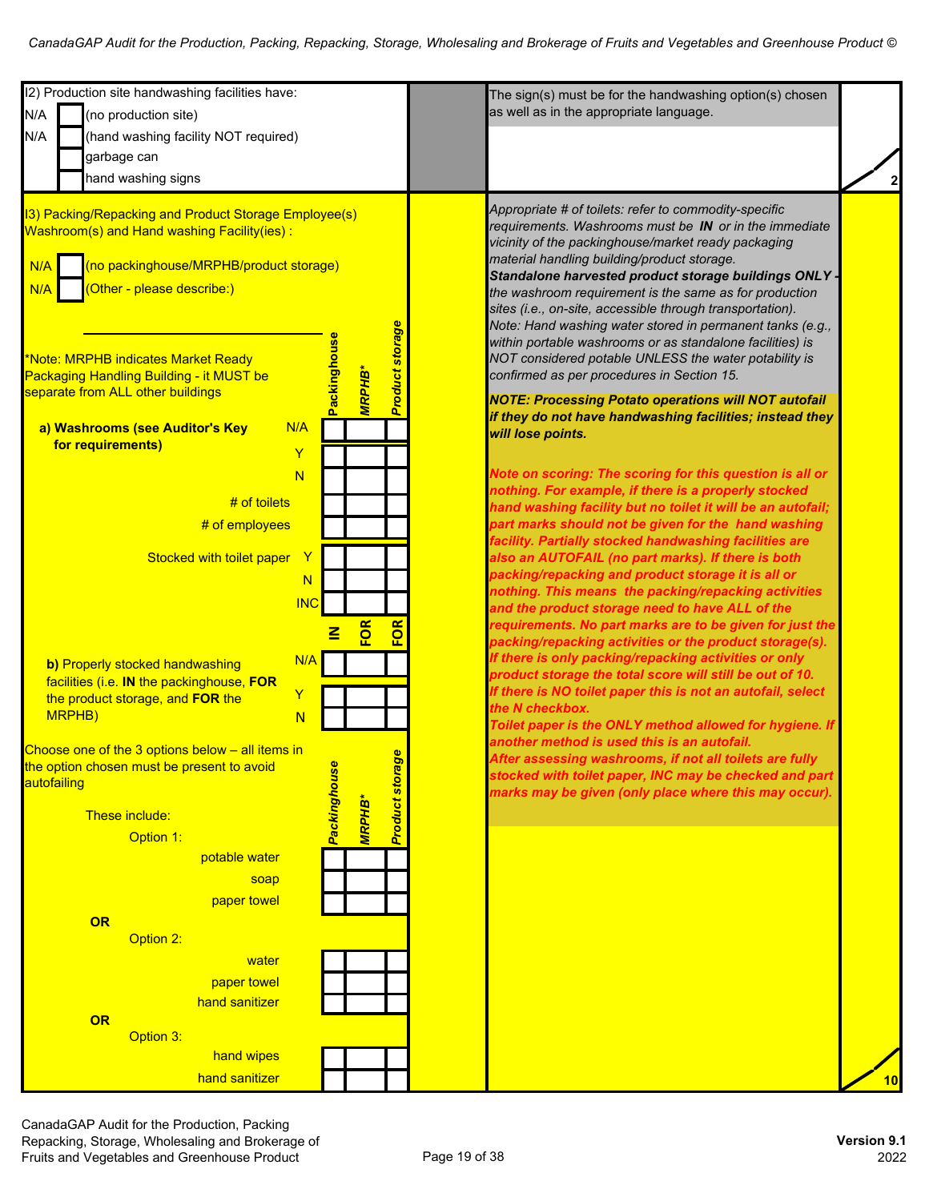I2) Production site handwashing facilities have:

N/A ☐ (no production site)

N/A ☐ (hand washing facility NOT required)

☐ garbage can

☐ hand washing signs

The sign(s) must be for the handwashing option(s) chosen as well as in the appropriate language.

2

---

I3) Packing/Repacking and Product Storage Employee(s) Washroom(s) and Hand washing Facility(ies) :

N/A ☐ (no packinghouse/MRPHB/product storage)

N/A ☐ (Other - please describe:)

______________________________

*Note: MRPHB indicates Market Ready Packaging Handling Building - it MUST be separate from ALL other buildings

**a) Washrooms (see Auditor's Key for requirements)**

| | | Packinghouse | MRPHB* | Product storage |
|---|---|---|---|---|
| | N/A | | | |
| | Y | | | |
| | N | | | |
| # of toilets | | | | |
| # of employees | | | | |
| Stocked with toilet paper | Y | | | |
| | N | | | |
| | INC | | | |

**b)** Properly stocked handwashing facilities (i.e. **IN** the packinghouse, **FOR** the product storage, and **FOR** the MRPHB)

| | IN | FOR | FOR |
|---|---|---|---|
| N/A | | | |
| Y | | | |
| N | | | |

Choose one of the 3 options below – all items in the option chosen must be present to avoid autofailing

These include:

| | Packinghouse | MRPHB* | Product storage |
|---|---|---|---|
| **Option 1:** | | | |
| potable water | | | |
| soap | | | |
| paper towel | | | |
| **OR** | | | |
| **Option 2:** | | | |
| water | | | |
| paper towel | | | |
| hand sanitizer | | | |
| **OR** | | | |
| **Option 3:** | | | |
| hand wipes | | | |
| hand sanitizer | | | |

*Appropriate # of toilets: refer to commodity-specific requirements. Washrooms must be* ***IN*** *or in the immediate vicinity of the packinghouse/market ready packaging material handling building/product storage.*
***Standalone harvested product storage buildings ONLY*** *- the washroom requirement is the same as for production sites (i.e., on-site, accessible through transportation).*
*Note: Hand washing water stored in permanent tanks (e.g., within portable washrooms or as standalone facilities) is NOT considered potable UNLESS the water potability is confirmed as per procedures in Section 15.*

***NOTE: Processing Potato operations will NOT autofail if they do not have handwashing facilities; instead they will lose points.***

***Note on scoring: The scoring for this question is all or nothing. For example, if there is a properly stocked hand washing facility but no toilet it will be an autofail; part marks should not be given for the hand washing facility. Partially stocked handwashing facilities are also an AUTOFAIL (no part marks). If there is both packing/repacking and product storage it is all or nothing. This means the packing/repacking activities and the product storage need to have ALL of the requirements. No part marks are to be given for just the packing/repacking activities or the product storage(s). If there is only packing/repacking activities or only product storage the total score will still be out of 10. If there is NO toilet paper this is not an autofail, select the N checkbox. Toilet paper is the ONLY method allowed for hygiene. If another method is used this is an autofail. After assessing washrooms, if not all toilets are fully stocked with toilet paper, INC may be checked and part marks may be given (only place where this may occur).***

10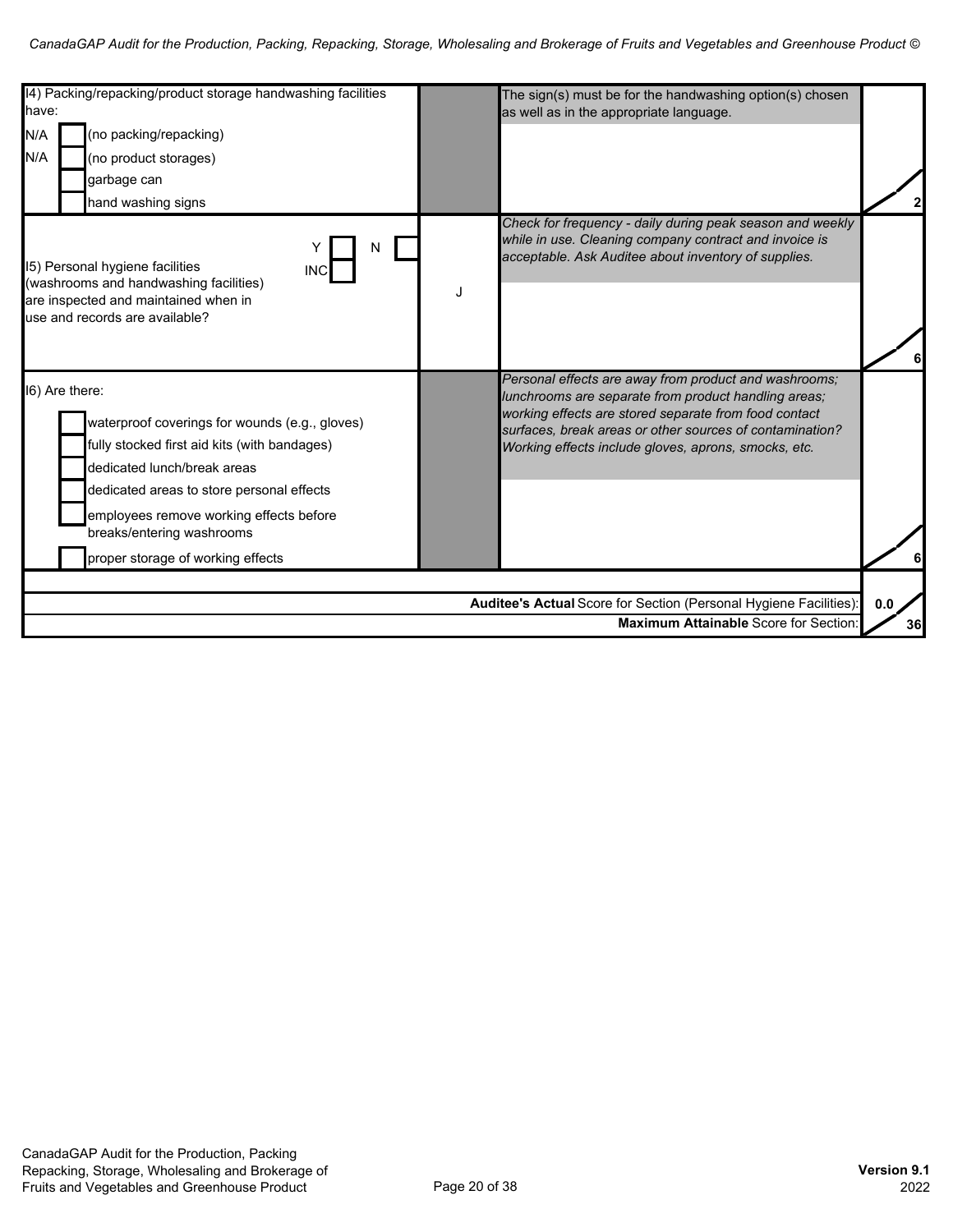| | | | |
|---|---|---|---|
| I4) Packing/repacking/product storage handwashing facilities have:<br>N/A ☐ (no packing/repacking)<br>N/A ☐ (no product storages)<br>☐ garbage can<br>☐ hand washing signs | | *The sign(s) must be for the handwashing option(s) chosen as well as in the appropriate language.* | 2 |
| I5) Personal hygiene facilities (washrooms and handwashing facilities) are inspected and maintained when in use and records are available?<br>Y ☐ N ☐ INC ☐ | J | *Check for frequency - daily during peak season and weekly while in use. Cleaning company contract and invoice is acceptable. Ask Auditee about inventory of supplies.* | 6 |
| I6) Are there:<br>☐ waterproof coverings for wounds (e.g., gloves)<br>☐ fully stocked first aid kits (with bandages)<br>☐ dedicated lunch/break areas<br>☐ dedicated areas to store personal effects<br>☐ employees remove working effects before breaks/entering washrooms<br>☐ proper storage of working effects | | *Personal effects are away from product and washrooms; lunchrooms are separate from product handling areas; working effects are stored separate from food contact surfaces, break areas or other sources of contamination? Working effects include gloves, aprons, smocks, etc.* | 6 |
| | | **Auditee's Actual** Score for Section (Personal Hygiene Facilities): | 0.0 |
| | | **Maximum Attainable** Score for Section: | 36 |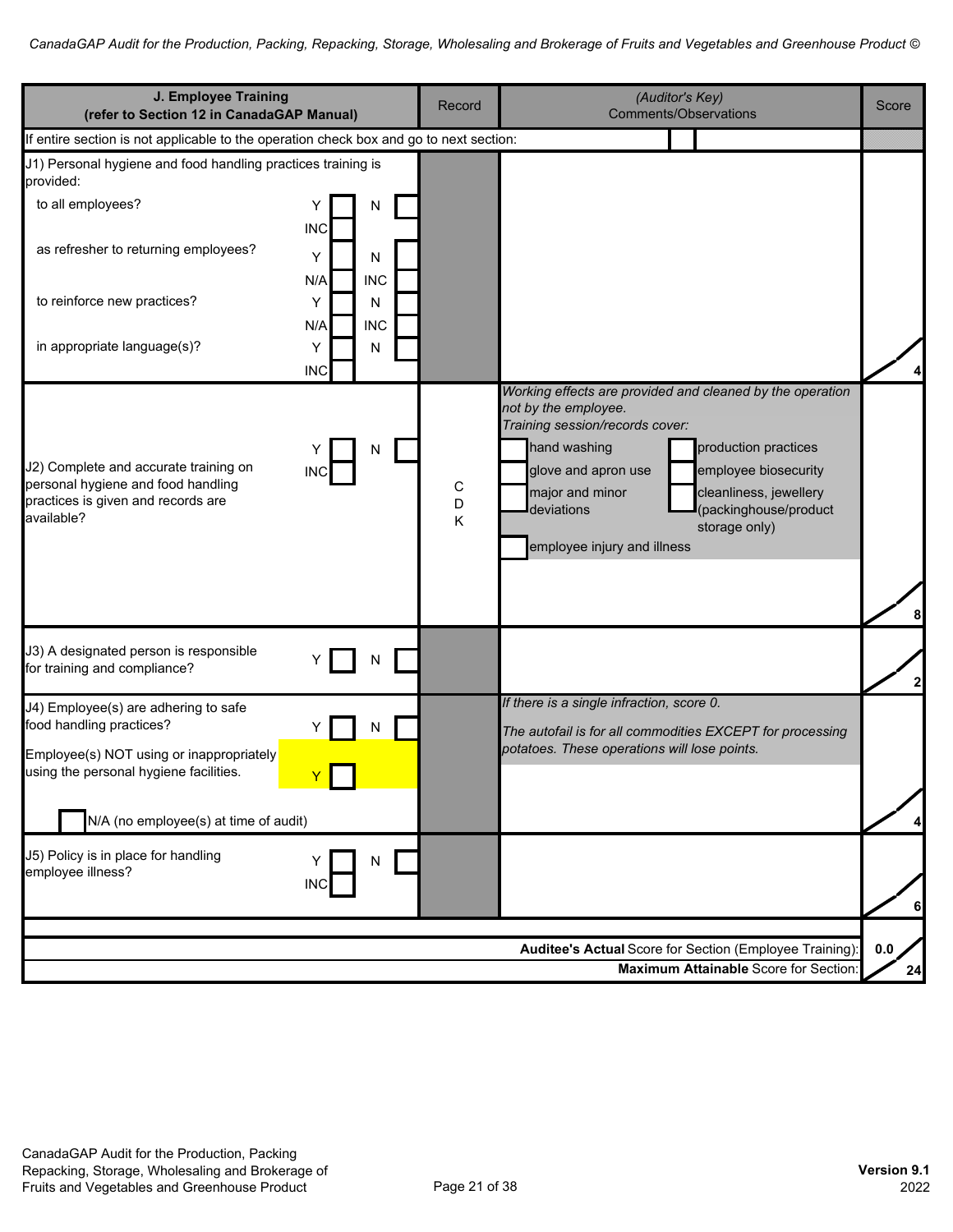| J. Employee Training (refer to Section 12 in CanadaGAP Manual) | Record | (Auditor's Key) Comments/Observations | Score |
|---|---|---|---|
| If entire section is not applicable to the operation check box and go to next section: | | | |
| J1) Personal hygiene and food handling practices training is provided:<br>to all employees? Y ☐ N ☐ INC ☐<br>as refresher to returning employees? Y ☐ N ☐ N/A ☐ INC ☐<br>to reinforce new practices? Y ☐ N ☐ N/A ☐ INC ☐<br>in appropriate language(s)? Y ☐ N ☐ INC ☐ | | | /4 |
| J2) Complete and accurate training on personal hygiene and food handling practices is given and records are available? Y ☐ N ☐ INC ☐ | C D K | *Working effects are provided and cleaned by the operation not by the employee.*<br>*Training session/records cover:*<br>☐ hand washing ☐ production practices<br>☐ glove and apron use ☐ employee biosecurity<br>☐ major and minor deviations ☐ cleanliness, jewellery (packinghouse/product storage only)<br>☐ employee injury and illness | /8 |
| J3) A designated person is responsible for training and compliance? Y ☐ N ☐ | | | /2 |
| J4) Employee(s) are adhering to safe food handling practices? Y ☐ N ☐<br>Employee(s) NOT using or inappropriately using the personal hygiene facilities. Y ☐<br>☐ N/A (no employee(s) at time of audit) | | *If there is a single infraction, score 0.*<br>*The autofail is for all commodities EXCEPT for processing potatoes. These operations will lose points.* | /4 |
| J5) Policy is in place for handling employee illness? Y ☐ N ☐ INC ☐ | | | /6 |
| | | **Auditee's Actual** Score for Section (Employee Training): | 0.0 |
| | | **Maximum Attainable** Score for Section: | /24 |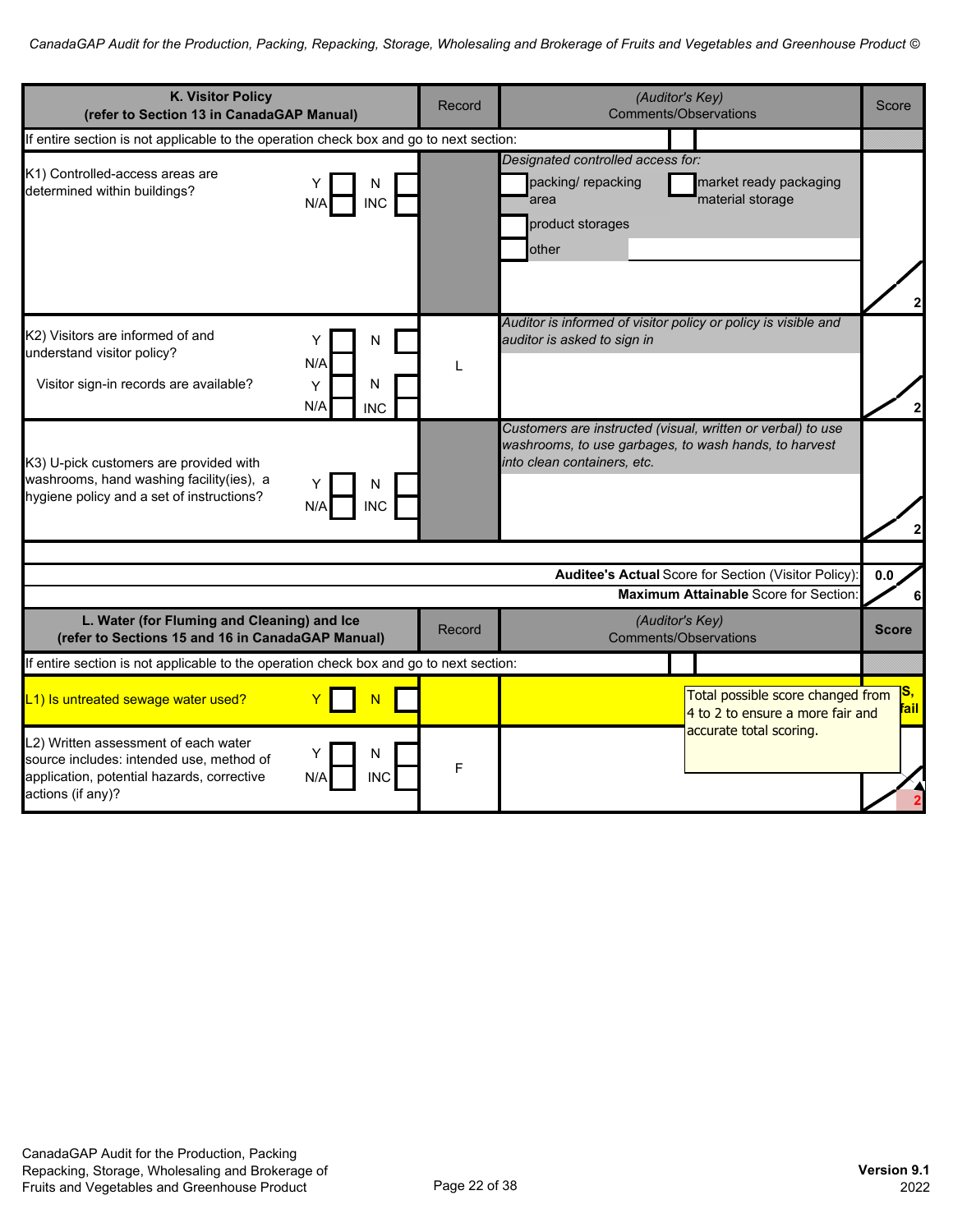| K. Visitor Policy (refer to Section 13 in CanadaGAP Manual) | | Record | (Auditor's Key) Comments/Observations | Score |
|---|---|---|---|---|
| If entire section is not applicable to the operation check box and go to next section: | | | | |
| K1) Controlled-access areas are determined within buildings? | Y ☐ N ☐ N/A ☐ INC ☐ | | *Designated controlled access for:* ☐ packing/ repacking area ☐ market ready packaging material storage ☐ product storages ☐ other | 2 |
| K2) Visitors are informed of and understand visitor policy? Visitor sign-in records are available? | Y ☐ N ☐ N/A ☐ Y ☐ N ☐ N/A ☐ INC ☐ | L | *Auditor is informed of visitor policy or policy is visible and auditor is asked to sign in* | 2 |
| K3) U-pick customers are provided with washrooms, hand washing facility(ies), a hygiene policy and a set of instructions? | Y ☐ N ☐ N/A ☐ INC ☐ | | *Customers are instructed (visual, written or verbal) to use washrooms, to use garbages, to wash hands, to harvest into clean containers, etc.* | 2 |
| | | | **Auditee's Actual** Score for Section (Visitor Policy): | 0.0 |
| | | | **Maximum Attainable** Score for Section: | 6 |

| L. Water (for Fluming and Cleaning) and Ice (refer to Sections 15 and 16 in CanadaGAP Manual) | | Record | (Auditor's Key) Comments/Observations | Score |
|---|---|---|---|---|
| If entire section is not applicable to the operation check box and go to next section: | | | | |
| L1) Is untreated sewage water used? | Y ☐ N ☐ | | Total possible score changed from 4 to 2 to ensure a more fair and accurate total scoring. | S, fail |
| L2) Written assessment of each water source includes: intended use, method of application, potential hazards, corrective actions (if any)? | Y ☐ N ☐ N/A ☐ INC ☐ | F | | 2 |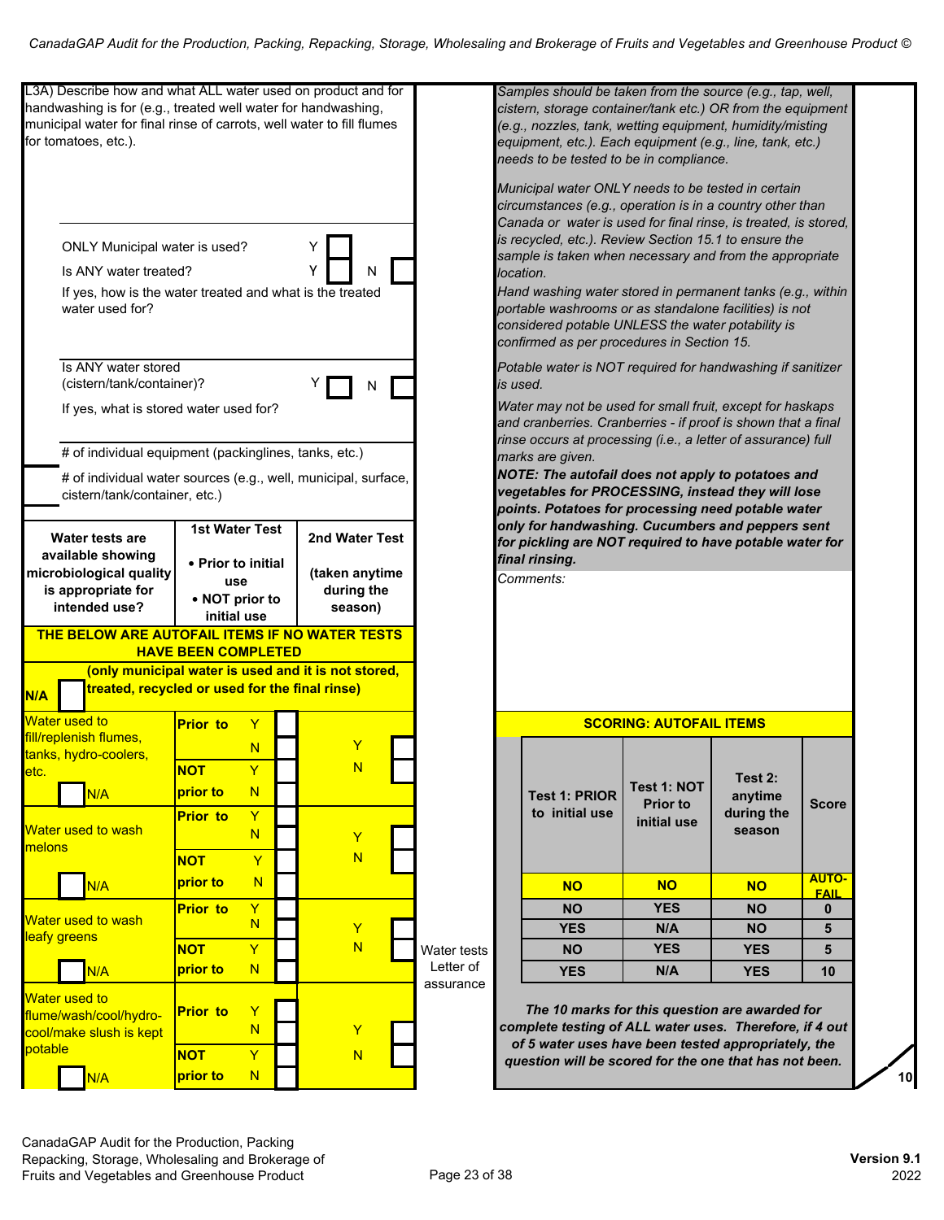L3A) Describe how and what ALL water used on product and for handwashing is for (e.g., treated well water for handwashing, municipal water for final rinse of carrots, well water to fill flumes for tomatoes, etc.).

ONLY Municipal water is used? Y ☐

Is ANY water treated? Y ☐ N ☐

If yes, how is the water treated and what is the treated water used for?

Is ANY water stored (cistern/tank/container)? Y ☐ N ☐

If yes, what is stored water used for?

☐ # of individual equipment (packinglines, tanks, etc.)

☐ # of individual water sources (e.g., well, municipal, surface, cistern/tank/container, etc.)

| Water tests are available showing microbiological quality is appropriate for intended use? | 1st Water Test<br>• Prior to initial use<br>• NOT prior to initial use | 2nd Water Test<br>(taken anytime during the season) |
|---|---|---|
| **THE BELOW ARE AUTOFAIL ITEMS IF NO WATER TESTS HAVE BEEN COMPLETED** | | |
| **N/A** ☐ **(only municipal water is used and it is not stored, treated, recycled or used for the final rinse)** | | |
| Water used to fill/replenish flumes, tanks, hydro-coolers, etc. ☐ N/A | **Prior to** Y ☐ N ☐<br>**NOT prior to** Y ☐ N ☐ | Y ☐<br>N |
| Water used to wash melons ☐ N/A | **Prior to** Y ☐ N ☐<br>**NOT prior to** Y ☐ N ☐ | Y ☐<br>N |
| Water used to wash leafy greens ☐ N/A | **Prior to** Y ☐ N ☐<br>**NOT prior to** Y ☐ N ☐ | Y ☐<br>N |
| Water used to flume/wash/cool/hydro-cool/make slush is kept potable ☐ N/A | **Prior to** Y ☐ N ☐<br>**NOT prior to** Y ☐ N ☐ | Y ☐<br>N |

Water tests
Letter of assurance

*Samples should be taken from the source (e.g., tap, well, cistern, storage container/tank etc.) OR from the equipment (e.g., nozzles, tank, wetting equipment, humidity/misting equipment, etc.). Each equipment (e.g., line, tank, etc.) needs to be tested to be in compliance.*

*Municipal water ONLY needs to be tested in certain circumstances (e.g., operation is in a country other than Canada or water is used for final rinse, is treated, is stored, is recycled, etc.). Review Section 15.1 to ensure the sample is taken when necessary and from the appropriate location.*

*Hand washing water stored in permanent tanks (e.g., within portable washrooms or as standalone facilities) is not considered potable UNLESS the water potability is confirmed as per procedures in Section 15.*

*Potable water is NOT required for handwashing if sanitizer is used.*

*Water may not be used for small fruit, except for haskaps and cranberries. Cranberries - if proof is shown that a final rinse occurs at processing (i.e., a letter of assurance) full marks are given.*

***NOTE: The autofail does not apply to potatoes and vegetables for PROCESSING, instead they will lose points. Potatoes for processing need potable water only for handwashing. Cucumbers and peppers sent for pickling are NOT required to have potable water for final rinsing.***

*Comments:*

**SCORING: AUTOFAIL ITEMS**

| Test 1: PRIOR to initial use | Test 1: NOT Prior to initial use | Test 2: anytime during the season | Score |
|---|---|---|---|
| NO | NO | NO | AUTO-FAIL |
| NO | YES | NO | 0 |
| YES | N/A | NO | 5 |
| NO | YES | YES | 5 |
| YES | N/A | YES | 10 |

***The 10 marks for this question are awarded for complete testing of ALL water uses. Therefore, if 4 out of 5 water uses have been tested appropriately, the question will be scored for the one that has not been.***

10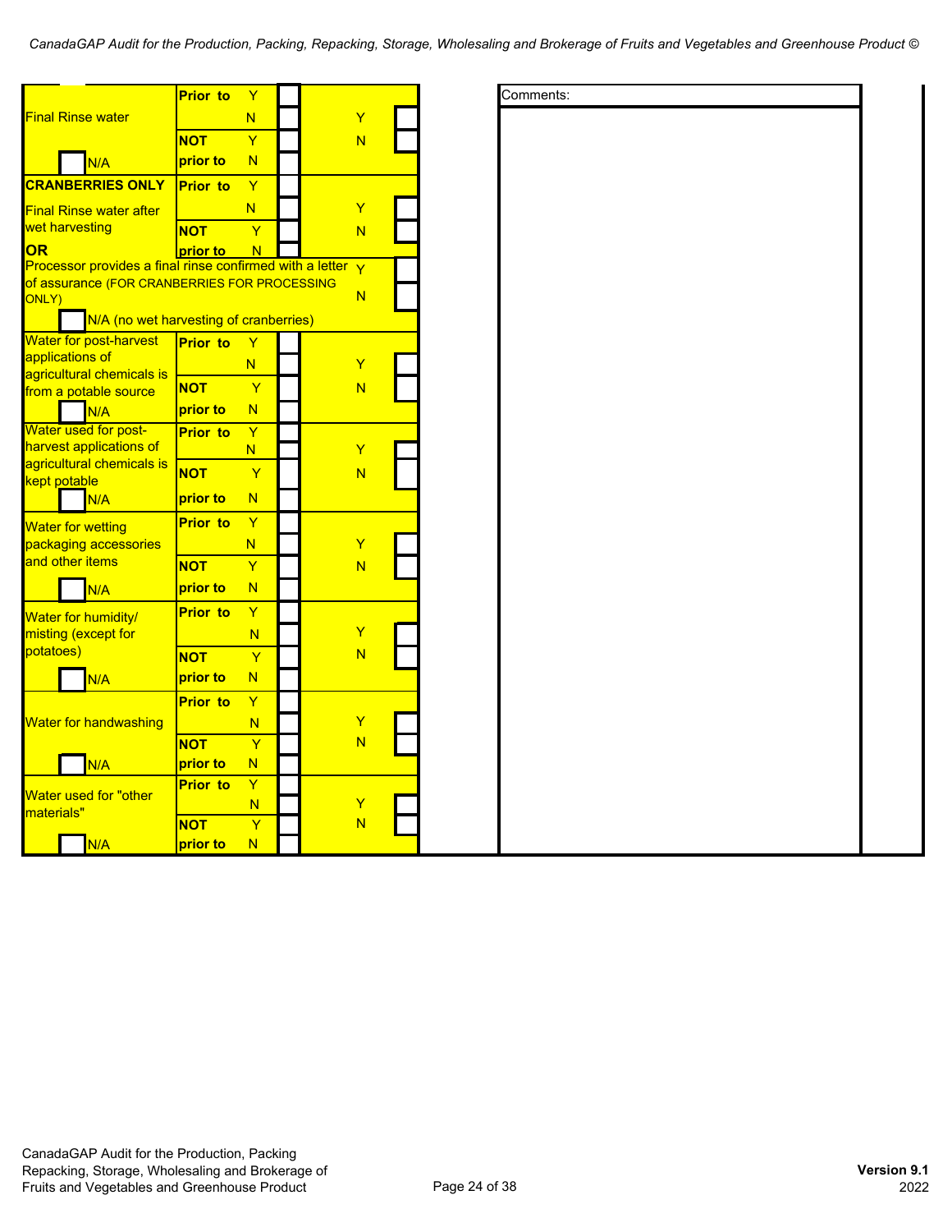| Item | Prior to / NOT prior to | | Y/N | | Comments: |
|---|---|---|---|---|---|
| Final Rinse water<br>☐ N/A | Prior to | Y ☐<br>N ☐ | Y ☐<br>N ☐ | | |
| | NOT prior to | Y ☐<br>N ☐ | | | |
| **CRANBERRIES ONLY**<br>Final Rinse water after wet harvesting<br>**OR** | Prior to | Y ☐<br>N ☐ | Y ☐<br>N ☐ | | |
| | NOT prior to | Y ☐<br>N ☐ | | | |
| Processor provides a final rinse confirmed with a letter of assurance (FOR CRANBERRIES FOR PROCESSING ONLY)<br>☐ N/A (no wet harvesting of cranberries) | | | Y ☐<br>N ☐ | | |
| Water for post-harvest applications of agricultural chemicals is from a potable source<br>☐ N/A | Prior to | Y ☐<br>N ☐ | Y ☐<br>N ☐ | | |
| | NOT prior to | Y ☐<br>N ☐ | | | |
| Water used for post-harvest applications of agricultural chemicals is kept potable<br>☐ N/A | Prior to | Y ☐<br>N ☐ | Y ☐<br>N ☐ | | |
| | NOT prior to | Y ☐<br>N ☐ | | | |
| Water for wetting packaging accessories and other items<br>☐ N/A | Prior to | Y ☐<br>N ☐ | Y ☐<br>N ☐ | | |
| | NOT prior to | Y ☐<br>N ☐ | | | |
| Water for humidity/ misting (except for potatoes)<br>☐ N/A | Prior to | Y ☐<br>N ☐ | Y ☐<br>N ☐ | | |
| | NOT prior to | Y ☐<br>N ☐ | | | |
| Water for handwashing<br>☐ N/A | Prior to | Y ☐<br>N ☐ | Y ☐<br>N ☐ | | |
| | NOT prior to | Y ☐<br>N ☐ | | | |
| Water used for "other materials"<br>☐ N/A | Prior to | Y ☐<br>N ☐ | Y ☐<br>N ☐ | | |
| | NOT prior to | Y ☐<br>N ☐ | | | |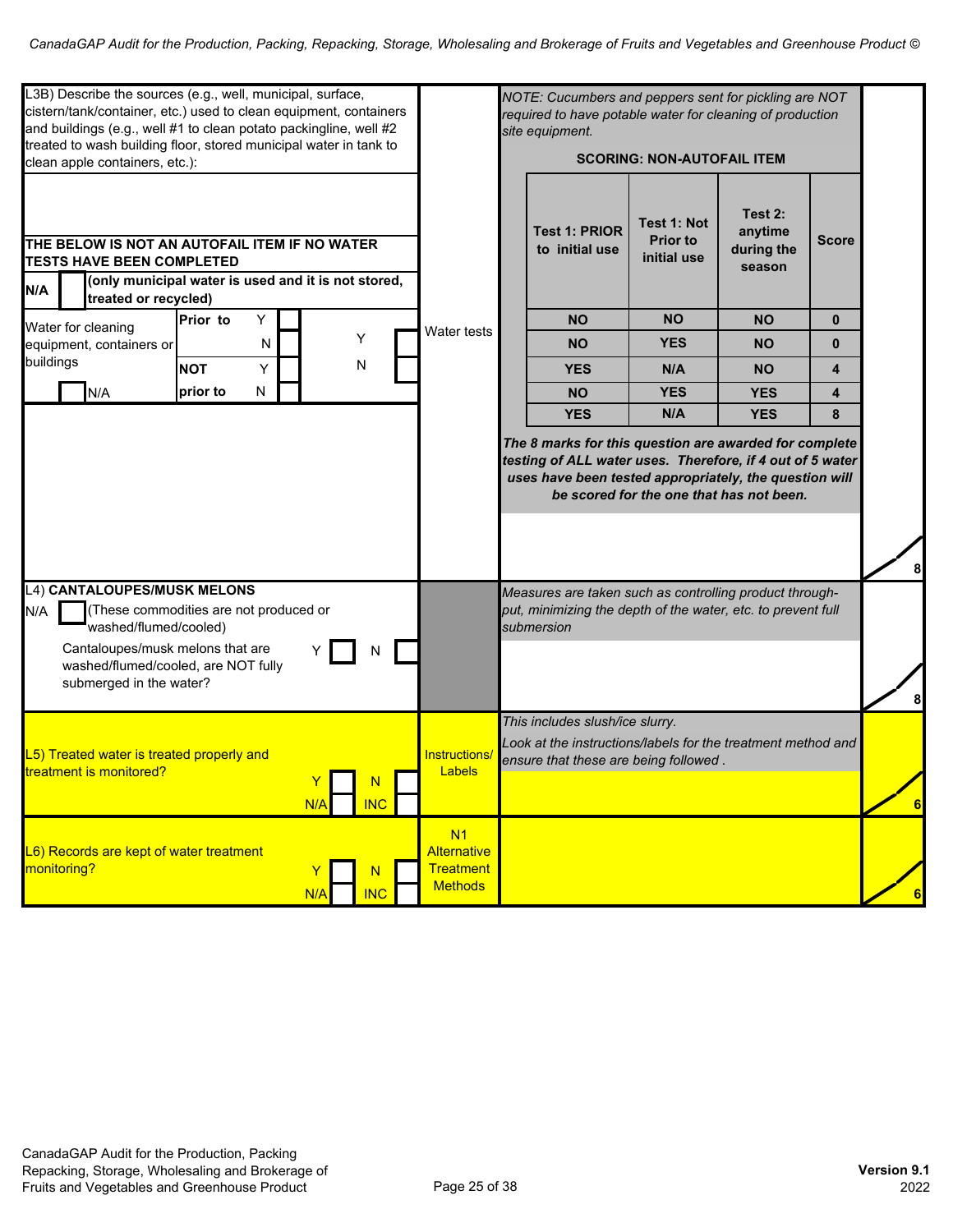L3B) Describe the sources (e.g., well, municipal, surface, cistern/tank/container, etc.) used to clean equipment, containers and buildings (e.g., well #1 to clean potato packingline, well #2 treated to wash building floor, stored municipal water in tank to clean apple containers, etc.):

**THE BELOW IS NOT AN AUTOFAIL ITEM IF NO WATER TESTS HAVE BEEN COMPLETED**

**N/A** ☐ **(only municipal water is used and it is not stored, treated or recycled)**

| Water for cleaning equipment, containers or buildings | | | | |
|---|---|---|---|---|
| | **Prior to** | Y ☐ / N ☐ | Y ☐ | |
| | **NOT prior to** | Y ☐ / N ☐ | N ☐ | |
| ☐ N/A | | | | |

Water tests

*NOTE: Cucumbers and peppers sent for pickling are NOT required to have potable water for cleaning of production site equipment.*

**SCORING: NON-AUTOFAIL ITEM**

| Test 1: PRIOR to initial use | Test 1: Not Prior to initial use | Test 2: anytime during the season | Score |
|---|---|---|---|
| NO | NO | NO | 0 |
| NO | YES | NO | 0 |
| YES | N/A | NO | 4 |
| NO | YES | YES | 4 |
| YES | N/A | YES | 8 |

***The 8 marks for this question are awarded for complete testing of ALL water uses. Therefore, if 4 out of 5 water uses have been tested appropriately, the question will be scored for the one that has not been.***

/8

L4) **CANTALOUPES/MUSK MELONS**

N/A ☐ (These commodities are not produced or washed/flumed/cooled)

Cantaloupes/musk melons that are washed/flumed/cooled, are NOT fully submerged in the water? Y ☐ N ☐

*Measures are taken such as controlling product through-put, minimizing the depth of the water, etc. to prevent full submersion*

/8

L5) Treated water is treated properly and treatment is monitored? Y ☐ N ☐ N/A ☐ INC ☐

Instructions/ Labels

*This includes slush/ice slurry.*

*Look at the instructions/labels for the treatment method and ensure that these are being followed .*

/6

L6) Records are kept of water treatment monitoring? Y ☐ N ☐ N/A ☐ INC ☐

N1 Alternative Treatment Methods

/6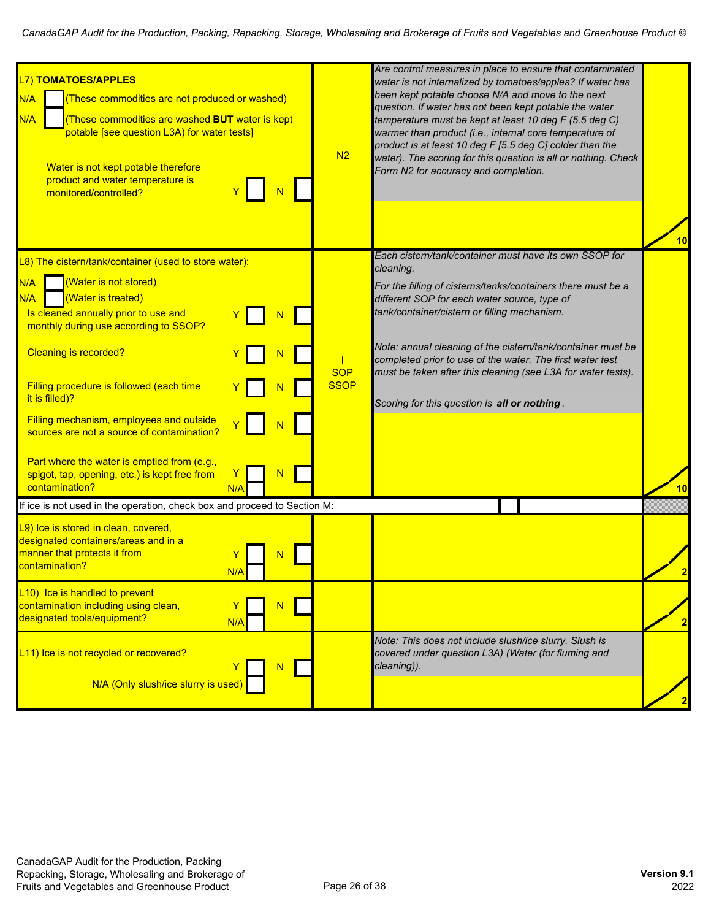| Question | Form/Record | Guidance | Points |
|---|---|---|---|
| L7) **TOMATOES/APPLES**<br>N/A ☐ (These commodities are not produced or washed)<br>N/A ☐ (These commodities are washed **BUT** water is kept potable [see question L3A) for water tests]<br>Water is not kept potable therefore product and water temperature is monitored/controlled? Y ☐ N ☐ | N2 | *Are control measures in place to ensure that contaminated water is not internalized by tomatoes/apples? If water has been kept potable choose N/A and move to the next question. If water has not been kept potable the water temperature must be kept at least 10 deg F (5.5 deg C) warmer than product (i.e., internal core temperature of product is at least 10 deg F [5.5 deg C] colder than the water). The scoring for this question is all or nothing. Check Form N2 for accuracy and completion.* | 10 |
| L8) The cistern/tank/container (used to store water):<br>N/A ☐ (Water is not stored)<br>N/A ☐ (Water is treated)<br>Is cleaned annually prior to use and monthly during use according to SSOP? Y ☐ N ☐<br>Cleaning is recorded? Y ☐ N ☐<br>Filling procedure is followed (each time it is filled)? Y ☐ N ☐<br>Filling mechanism, employees and outside sources are not a source of contamination? Y ☐ N ☐<br>Part where the water is emptied from (e.g., spigot, tap, opening, etc.) is kept free from contamination? Y ☐ N ☐ N/A ☐ | I<br>SOP<br>SSOP | *Each cistern/tank/container must have its own SSOP for cleaning.*<br>*For the filling of cisterns/tanks/containers there must be a different SOP for each water source, type of tank/container/cistern or filling mechanism.*<br>*Note: annual cleaning of the cistern/tank/container must be completed prior to use of the water. The first water test must be taken after this cleaning (see L3A for water tests).*<br>*Scoring for this question is **all or nothing**.* | 10 |
| If ice is not used in the operation, check box and proceed to Section M: ☐ | | | |
| L9) Ice is stored in clean, covered, designated containers/areas and in a manner that protects it from contamination? Y ☐ N ☐ N/A ☐ | | | 2 |
| L10) Ice is handled to prevent contamination including using clean, designated tools/equipment? Y ☐ N ☐ N/A ☐ | | | 2 |
| L11) Ice is not recycled or recovered? Y ☐ N ☐<br>N/A (Only slush/ice slurry is used) ☐ | | *Note: This does not include slush/ice slurry. Slush is covered under question L3A) (Water (for fluming and cleaning)).* | 2 |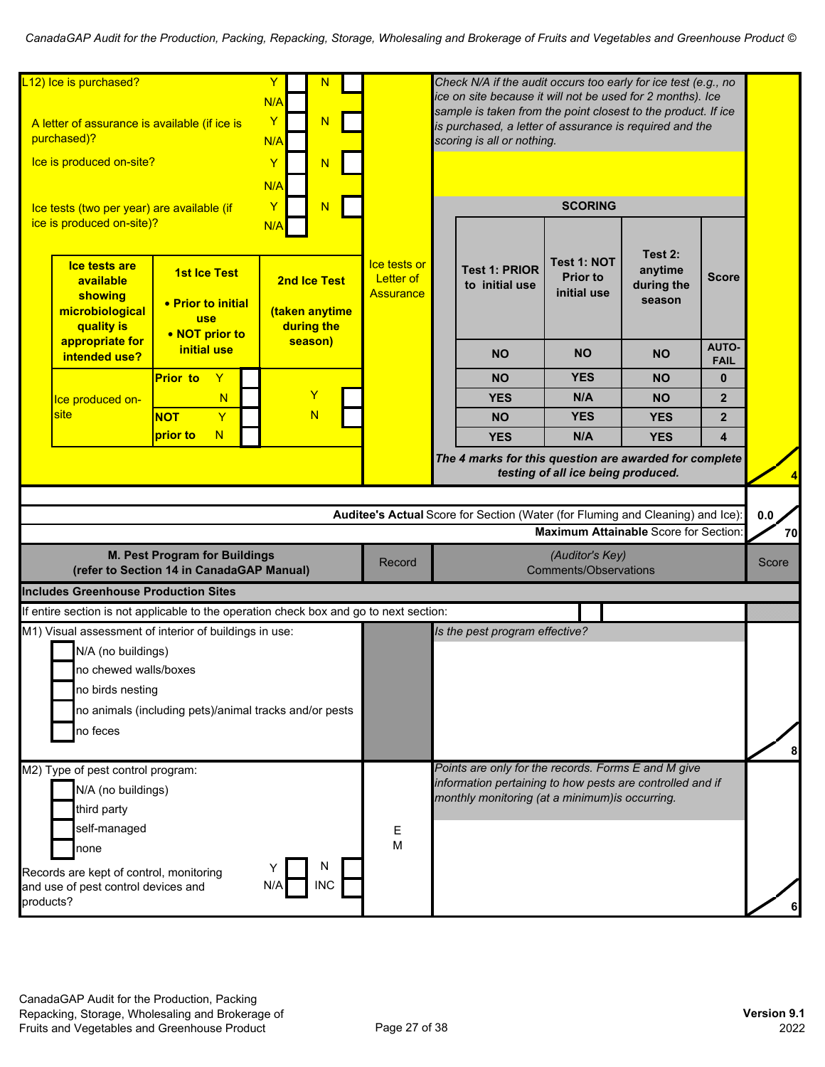| | Record | (Auditor's Key) Comments/Observations | Score |
|---|---|---|---|
| L12) Ice is purchased? Y ☐ N ☐ N/A ☐<br><br>A letter of assurance is available (if ice is purchased)? Y ☐ N ☐ N/A ☐<br><br>Ice is produced on-site? Y ☐ N ☐ N/A ☐<br><br>Ice tests (two per year) are available (if ice is produced on-site)? Y ☐ N ☐ N/A ☐ | Ice tests or Letter of Assurance | *Check N/A if the audit occurs too early for ice test (e.g., no ice on site because it will not be used for 2 months). Ice sample is taken from the point closest to the product. If ice is purchased, a letter of assurance is required and the scoring is all or nothing.* | 4 |

| Ice tests are available showing microbiological quality is appropriate for intended use? | 1st Ice Test<br>• Prior to initial use<br>• NOT prior to initial use | | 2nd Ice Test<br>(taken anytime during the season) |
|---|---|---|---|
| Ice produced on-site | **Prior to** | Y ☐<br>N ☐ | Y ☐<br>N ☐ |
| | **NOT prior to** | Y ☐<br>N ☐ | |

**SCORING**

| Test 1: PRIOR to initial use | Test 1: NOT Prior to initial use | Test 2: anytime during the season | Score |
|---|---|---|---|
| NO | NO | NO | AUTO-FAIL |
| NO | YES | NO | 0 |
| YES | N/A | NO | 2 |
| NO | YES | YES | 2 |
| YES | N/A | YES | 4 |

***The 4 marks for this question are awarded for complete testing of all ice being produced.***

**Auditee's Actual** Score for Section (Water (for Fluming and Cleaning) and Ice): 0.0

**Maximum Attainable** Score for Section: 70

| M. Pest Program for Buildings (refer to Section 14 in CanadaGAP Manual) | Record | (Auditor's Key) Comments/Observations | Score |
|---|---|---|---|
| **Includes Greenhouse Production Sites** | | | |
| If entire section is not applicable to the operation check box and go to next section: ☐ | | | |
| M1) Visual assessment of interior of buildings in use:<br>☐ N/A (no buildings)<br>☐ no chewed walls/boxes<br>☐ no birds nesting<br>☐ no animals (including pets)/animal tracks and/or pests<br>☐ no feces | | *Is the pest program effective?* | 8 |
| M2) Type of pest control program:<br>☐ N/A (no buildings)<br>☐ third party<br>☐ self-managed<br>☐ none<br><br>Records are kept of control, monitoring and use of pest control devices and products? Y ☐ N ☐ N/A ☐ INC ☐ | E<br>M | *Points are only for the records. Forms E and M give information pertaining to how pests are controlled and if monthly monitoring (at a minimum)is occurring.* | 6 |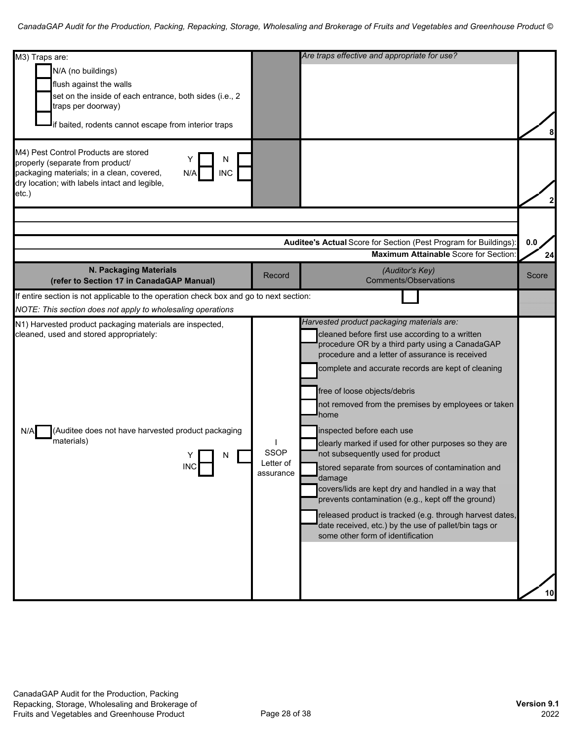| M3) Traps are: | | *Are traps effective and appropriate for use?* | |
|---|---|---|---|
| ☐ N/A (no buildings)<br>☐ flush against the walls<br>☐ set on the inside of each entrance, both sides (i.e., 2 traps per doorway)<br>☐ if baited, rodents cannot escape from interior traps | | | 8 |
| M4) Pest Control Products are stored properly (separate from product/ packaging materials; in a clean, covered, dry location; with labels intact and legible, etc.) Y ☐ N ☐ N/A ☐ INC ☐ | | | 2 |
| | | **Auditee's Actual** Score for Section (Pest Program for Buildings): | 0.0 |
| | | **Maximum Attainable** Score for Section: | 24 |

| **N. Packaging Materials (refer to Section 17 in CanadaGAP Manual)** | Record | *(Auditor's Key)* Comments/Observations | Score |
|---|---|---|---|
| If entire section is not applicable to the operation check box and go to next section: ☐<br>*NOTE: This section does not apply to wholesaling operations* | | | |
| N1) Harvested product packaging materials are inspected, cleaned, used and stored appropriately:<br><br>N/A ☐ (Auditee does not have harvested product packaging materials)<br><br>Y ☐ N ☐ INC ☐ | I<br>SSOP<br>Letter of assurance | *Harvested product packaging materials are:*<br>☐ cleaned before first use according to a written procedure OR by a third party using a CanadaGAP procedure and a letter of assurance is received<br>☐ complete and accurate records are kept of cleaning<br>☐ free of loose objects/debris<br>☐ not removed from the premises by employees or taken home<br>☐ inspected before each use<br>☐ clearly marked if used for other purposes so they are not subsequently used for product<br>☐ stored separate from sources of contamination and damage<br>☐ covers/lids are kept dry and handled in a way that prevents contamination (e.g., kept off the ground)<br>☐ released product is tracked (e.g. through harvest dates, date received, etc.) by the use of pallet/bin tags or some other form of identification | 10 |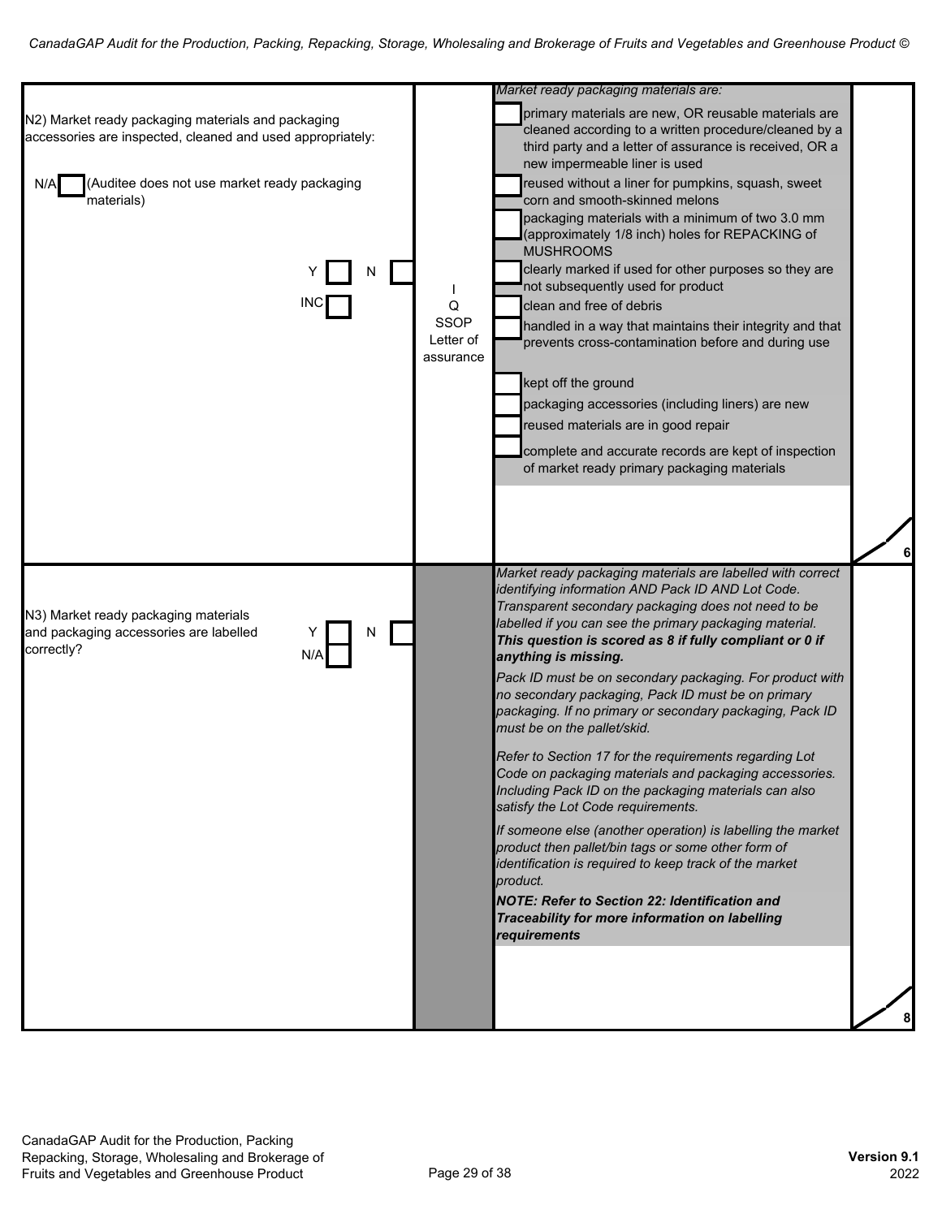| Question | | Guidance | Points |
|---|---|---|---|
| N2) Market ready packaging materials and packaging accessories are inspected, cleaned and used appropriately:<br><br>N/A ☐ (Auditee does not use market ready packaging materials)<br><br>Y ☐ N ☐<br>INC ☐ | I<br>Q<br>SSOP<br>Letter of assurance | *Market ready packaging materials are:*<br>☐ primary materials are new, OR reusable materials are cleaned according to a written procedure/cleaned by a third party and a letter of assurance is received, OR a new impermeable liner is used<br>☐ reused without a liner for pumpkins, squash, sweet corn and smooth-skinned melons<br>☐ packaging materials with a minimum of two 3.0 mm (approximately 1/8 inch) holes for REPACKING of MUSHROOMS<br>☐ clearly marked if used for other purposes so they are not subsequently used for product<br>☐ clean and free of debris<br>☐ handled in a way that maintains their integrity and that prevents cross-contamination before and during use<br>☐ kept off the ground<br>☐ packaging accessories (including liners) are new<br>☐ reused materials are in good repair<br>☐ complete and accurate records are kept of inspection of market ready primary packaging materials | 6 |
| N3) Market ready packaging materials and packaging accessories are labelled correctly?<br><br>Y ☐ N ☐<br>N/A ☐ | | *Market ready packaging materials are labelled with correct identifying information AND Pack ID AND Lot Code. Transparent secondary packaging does not need to be labelled if you can see the primary packaging material.* ***This question is scored as 8 if fully compliant or 0 if anything is missing.***<br><br>*Pack ID must be on secondary packaging. For product with no secondary packaging, Pack ID must be on primary packaging. If no primary or secondary packaging, Pack ID must be on the pallet/skid.*<br><br>*Refer to Section 17 for the requirements regarding Lot Code on packaging materials and packaging accessories. Including Pack ID on the packaging materials can also satisfy the Lot Code requirements.*<br><br>*If someone else (another operation) is labelling the market product then pallet/bin tags or some other form of identification is required to keep track of the market product.*<br><br>***NOTE: Refer to Section 22: Identification and Traceability for more information on labelling requirements*** | 8 |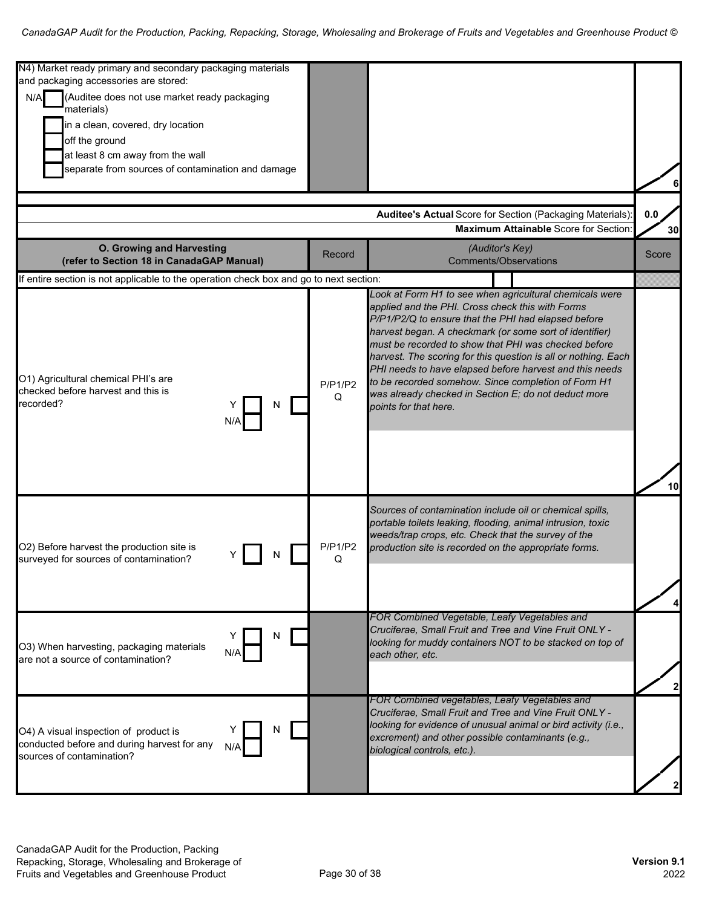| N4) Market ready primary and secondary packaging materials and packaging accessories are stored:<br>N/A ☐ (Auditee does not use market ready packaging materials)<br>☐ in a clean, covered, dry location<br>☐ off the ground<br>☐ at least 8 cm away from the wall<br>☐ separate from sources of contamination and damage | | | 6 |
|---|---|---|---|
| | | **Auditee's Actual** Score for Section (Packaging Materials): | 0.0 |
| | | **Maximum Attainable** Score for Section: | 30 |

| **O. Growing and Harvesting (refer to Section 18 in CanadaGAP Manual)** | Record | *(Auditor's Key)* Comments/Observations | Score |
|---|---|---|---|
| If entire section is not applicable to the operation check box and go to next section: ☐ | | | |
| O1) Agricultural chemical PHI's are checked before harvest and this is recorded? Y ☐ N ☐ N/A ☐ | P/P1/P2 Q | *Look at Form H1 to see when agricultural chemicals were applied and the PHI. Cross check this with Forms P/P1/P2/Q to ensure that the PHI had elapsed before harvest began. A checkmark (or some sort of identifier) must be recorded to show that PHI was checked before harvest. The scoring for this question is all or nothing. Each PHI needs to have elapsed before harvest and this needs to be recorded somehow. Since completion of Form H1 was already checked in Section E; do not deduct more points for that here.* | 10 |
| O2) Before harvest the production site is surveyed for sources of contamination? Y ☐ N ☐ | P/P1/P2 Q | *Sources of contamination include oil or chemical spills, portable toilets leaking, flooding, animal intrusion, toxic weeds/trap crops, etc. Check that the survey of the production site is recorded on the appropriate forms.* | 4 |
| O3) When harvesting, packaging materials are not a source of contamination? Y ☐ N ☐ N/A ☐ | | *FOR Combined Vegetable, Leafy Vegetables and Cruciferae, Small Fruit and Tree and Vine Fruit ONLY - looking for muddy containers NOT to be stacked on top of each other, etc.* | 2 |
| O4) A visual inspection of product is conducted before and during harvest for any sources of contamination? Y ☐ N ☐ N/A ☐ | | *FOR Combined vegetables, Leafy Vegetables and Cruciferae, Small Fruit and Tree and Vine Fruit ONLY - looking for evidence of unusual animal or bird activity (i.e., excrement) and other possible contaminants (e.g., biological controls, etc.).* | 2 |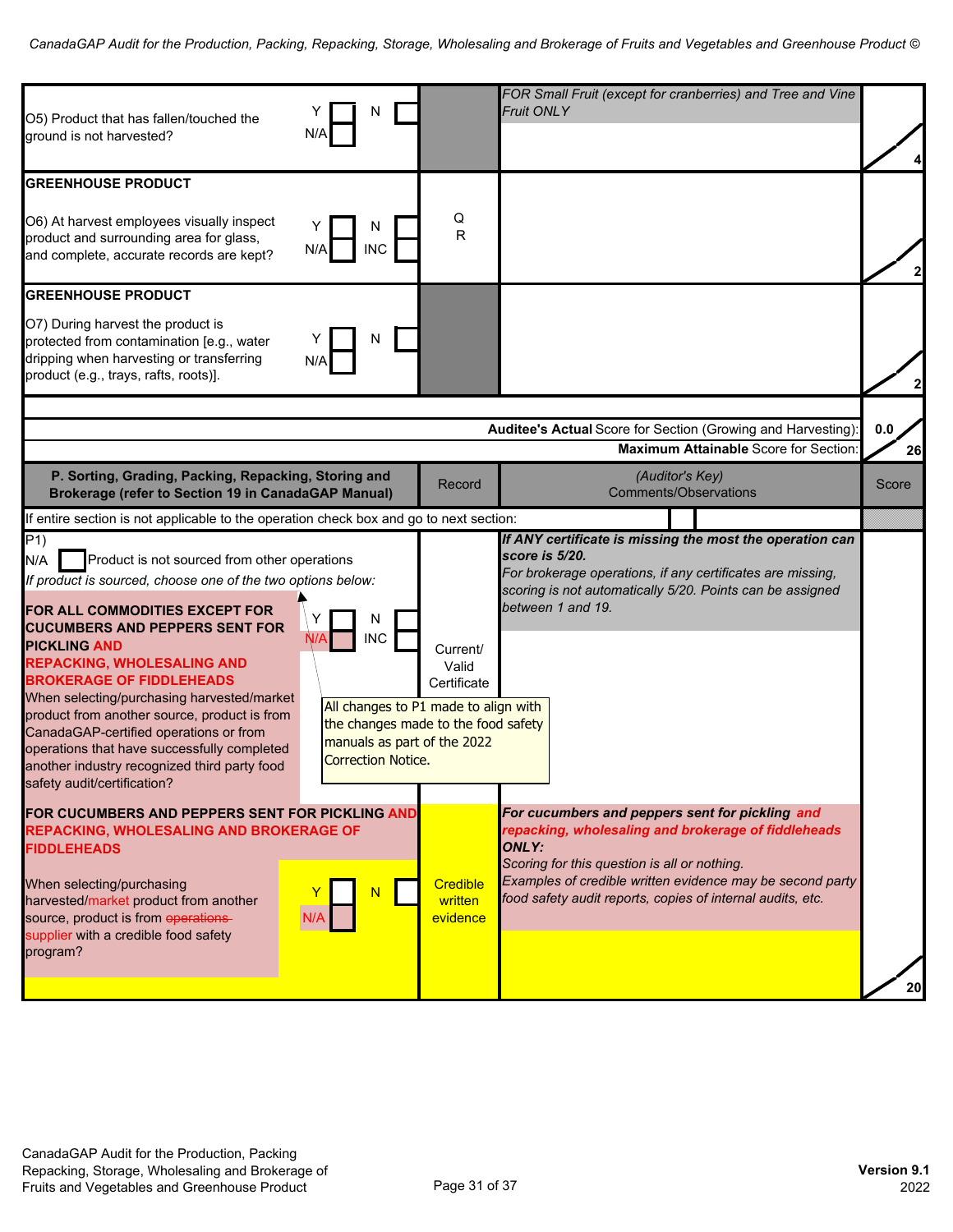| | | | |
|---|---|---|---|
| O5) Product that has fallen/touched the ground is not harvested? Y ☐ N ☐ N/A ☐ | | *FOR Small Fruit (except for cranberries) and Tree and Vine Fruit ONLY* | 4 |
| **GREENHOUSE PRODUCT**<br><br>O6) At harvest employees visually inspect product and surrounding area for glass, and complete, accurate records are kept? Y ☐ N ☐ N/A ☐ INC ☐ | Q R | | 2 |
| **GREENHOUSE PRODUCT**<br><br>O7) During harvest the product is protected from contamination [e.g., water dripping when harvesting or transferring product (e.g., trays, rafts, roots)]. Y ☐ N ☐ N/A ☐ | | | 2 |

| | |
|---|---|
| **Auditee's Actual** Score for Section (Growing and Harvesting): | 0.0 |
| **Maximum Attainable** Score for Section: | 26 |

| **P. Sorting, Grading, Packing, Repacking, Storing and Brokerage (refer to Section 19 in CanadaGAP Manual)** | Record | *(Auditor's Key)* Comments/Observations | Score |
|---|---|---|---|
| If entire section is not applicable to the operation check box and go to next section: ☐ | | | |
| P1)<br>N/A ☐ Product is not sourced from other operations<br>*If product is sourced, choose one of the two options below:*<br><br>**FOR ALL COMMODITIES EXCEPT FOR CUCUMBERS AND PEPPERS SENT FOR PICKLING AND REPACKING, WHOLESALING AND BROKERAGE OF FIDDLEHEADS**<br>When selecting/purchasing harvested/market product from another source, product is from CanadaGAP-certified operations or from operations that have successfully completed another industry recognized third party food safety audit/certification? Y ☐ N ☐ N/A ☐ INC ☐<br><br>All changes to P1 made to align with the changes made to the food safety manuals as part of the 2022 Correction Notice. | Current/ Valid Certificate | ***If ANY certificate is missing the most the operation can score is 5/20.***<br>*For brokerage operations, if any certificates are missing, scoring is not automatically 5/20. Points can be assigned between 1 and 19.* | |
| **FOR CUCUMBERS AND PEPPERS SENT FOR PICKLING AND REPACKING, WHOLESALING AND BROKERAGE OF FIDDLEHEADS**<br><br>When selecting/purchasing harvested/market product from another source, product is from ~~operations~~ supplier with a credible food safety program? Y ☐ N ☐ N/A ☐ | Credible written evidence | ***For cucumbers and peppers sent for pickling and repacking, wholesaling and brokerage of fiddleheads ONLY:***<br>*Scoring for this question is all or nothing.*<br>*Examples of credible written evidence may be second party food safety audit reports, copies of internal audits, etc.* | 20 |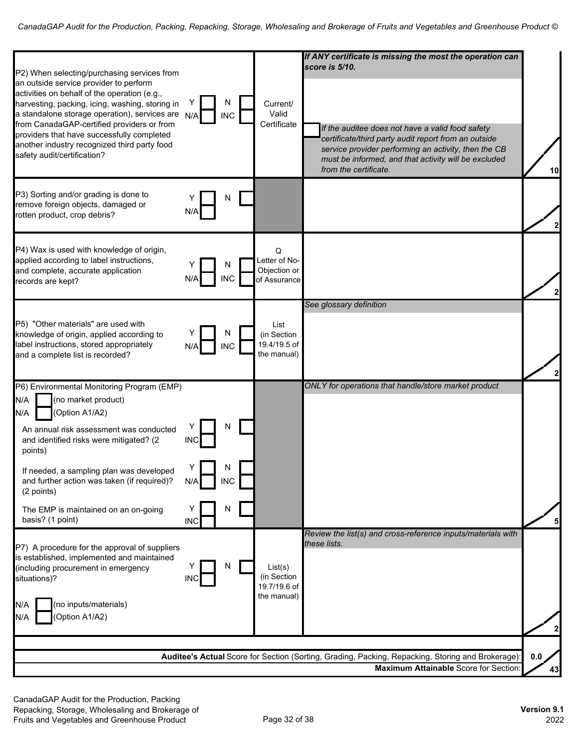| Question | Response | Documentation | Notes | Score |
|---|---|---|---|---|
| P2) When selecting/purchasing services from an outside service provider to perform activities on behalf of the operation (e.g., harvesting, packing, icing, washing, storing in a standalone storage operation), services are from CanadaGAP-certified providers or from providers that have successfully completed another industry recognized third party food safety audit/certification? | Y ☐ N ☐ N/A ☐ INC ☐ | Current/ Valid Certificate | ***If ANY certificate is missing the most the operation can score is 5/10.*** ☐ *If the auditee does not have a valid food safety certificate/third party audit report from an outside service provider performing an activity, then the CB must be informed, and that activity will be excluded from the certificate.* | /10 |
| P3) Sorting and/or grading is done to remove foreign objects, damaged or rotten product, crop debris? | Y ☐ N ☐ N/A ☐ | | | /2 |
| P4) Wax is used with knowledge of origin, applied according to label instructions, and complete, accurate application records are kept? | Y ☐ N ☐ N/A ☐ INC ☐ | Q Letter of No-Objection or of Assurance | | /2 |
| P5) "Other materials" are used with knowledge of origin, applied according to label instructions, stored appropriately and a complete list is recorded? | Y ☐ N ☐ N/A ☐ INC ☐ | List (in Section 19.4/19.5 of the manual) | *See glossary definition* | /2 |
| P6) Environmental Monitoring Program (EMP)<br>N/A ☐ (no market product)<br>N/A ☐ (Option A1/A2)<br>An annual risk assessment was conducted and identified risks were mitigated? (2 points)<br>If needed, a sampling plan was developed and further action was taken (if required)? (2 points)<br>The EMP is maintained on an on-going basis? (1 point) | <br><br><br>Y ☐ N ☐ INC ☐<br>Y ☐ N ☐ N/A ☐ INC ☐<br>Y ☐ N ☐ INC ☐ | | *ONLY for operations that handle/store market product* | /5 |
| P7) A procedure for the approval of suppliers is established, implemented and maintained (including procurement in emergency situations)?<br>N/A ☐ (no inputs/materials)<br>N/A ☐ (Option A1/A2) | Y ☐ N ☐ INC ☐ | List(s) (in Section 19.7/19.6 of the manual) | *Review the list(s) and cross-reference inputs/materials with these lists.* | /2 |

**Auditee's Actual** Score for Section (Sorting, Grading, Packing, Repacking, Storing and Brokerage): 0.0

**Maximum Attainable** Score for Section: 43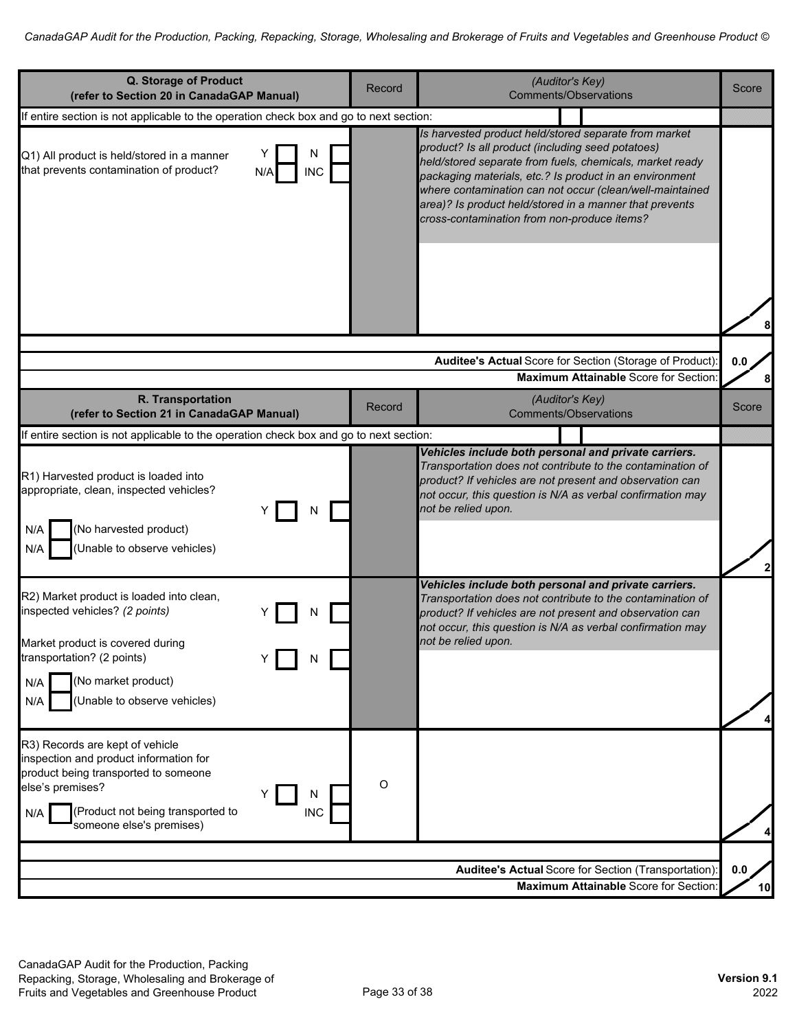| Q. Storage of Product (refer to Section 20 in CanadaGAP Manual) | Record | (Auditor's Key) Comments/Observations | Score |
|---|---|---|---|
| If entire section is not applicable to the operation check box and go to next section: | | | |
| Q1) All product is held/stored in a manner that prevents contamination of product? Y ☐ N ☐ N/A ☐ INC ☐ | | *Is harvested product held/stored separate from market product? Is all product (including seed potatoes) held/stored separate from fuels, chemicals, market ready packaging materials, etc.? Is product in an environment where contamination can not occur (clean/well-maintained area)? Is product held/stored in a manner that prevents cross-contamination from non-produce items?* | /8 |
| | | **Auditee's Actual** Score for Section (Storage of Product): | 0.0 |
| | | **Maximum Attainable** Score for Section: | 8 |

| R. Transportation (refer to Section 21 in CanadaGAP Manual) | Record | (Auditor's Key) Comments/Observations | Score |
|---|---|---|---|
| If entire section is not applicable to the operation check box and go to next section: | | | |
| R1) Harvested product is loaded into appropriate, clean, inspected vehicles? Y ☐ N ☐ <br> N/A ☐ (No harvested product) <br> N/A ☐ (Unable to observe vehicles) | | ***Vehicles include both personal and private carriers.*** *Transportation does not contribute to the contamination of product? If vehicles are not present and observation can not occur, this question is N/A as verbal confirmation may not be relied upon.* | /2 |
| R2) Market product is loaded into clean, inspected vehicles? *(2 points)* Y ☐ N ☐ <br> Market product is covered during transportation? (2 points) Y ☐ N ☐ <br> N/A ☐ (No market product) <br> N/A ☐ (Unable to observe vehicles) | | ***Vehicles include both personal and private carriers.*** *Transportation does not contribute to the contamination of product? If vehicles are not present and observation can not occur, this question is N/A as verbal confirmation may not be relied upon.* | /4 |
| R3) Records are kept of vehicle inspection and product information for product being transported to someone else's premises? Y ☐ N ☐ INC ☐ <br> N/A ☐ (Product not being transported to someone else's premises) | O | | /4 |
| | | **Auditee's Actual** Score for Section (Transportation): | 0.0 |
| | | **Maximum Attainable** Score for Section: | 10 |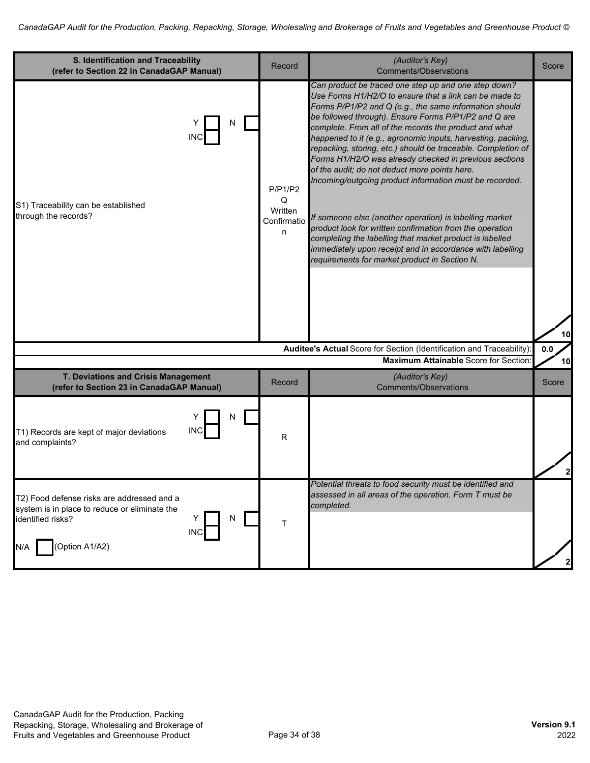| S. Identification and Traceability (refer to Section 22 in CanadaGAP Manual) | Record | *(Auditor's Key)* Comments/Observations | Score |
|---|---|---|---|
| S1) Traceability can be established through the records? Y [ ] N [ ] INC [ ] | P/P1/P2 Q Written Confirmation | *Can product be traced one step up and one step down? Use Forms H1/H2/O to ensure that a link can be made to Forms P/P1/P2 and Q (e.g., the same information should be followed through). Ensure Forms P/P1/P2 and Q are complete. From all of the records the product and what happened to it (e.g., agronomic inputs, harvesting, packing, repacking, storing, etc.) should be traceable. Completion of Forms H1/H2/O was already checked in previous sections of the audit; do not deduct more points here. Incoming/outgoing product information must be recorded.* *If someone else (another operation) is labelling market product look for written confirmation from the operation completing the labelling that market product is labelled immediately upon receipt and in accordance with labelling requirements for market product in Section N.* | /10 |
| | | **Auditee's Actual** Score for Section (Identification and Traceability): | 0.0 |
| | | **Maximum Attainable** Score for Section: | 10 |

| T. Deviations and Crisis Management (refer to Section 23 in CanadaGAP Manual) | Record | *(Auditor's Key)* Comments/Observations | Score |
|---|---|---|---|
| T1) Records are kept of major deviations and complaints? Y [ ] N [ ] INC [ ] | R | | /2 |
| T2) Food defense risks are addressed and a system is in place to reduce or eliminate the identified risks? Y [ ] N [ ] INC [ ] N/A [ ] (Option A1/A2) | T | *Potential threats to food security must be identified and assessed in all areas of the operation. Form T must be completed.* | /2 |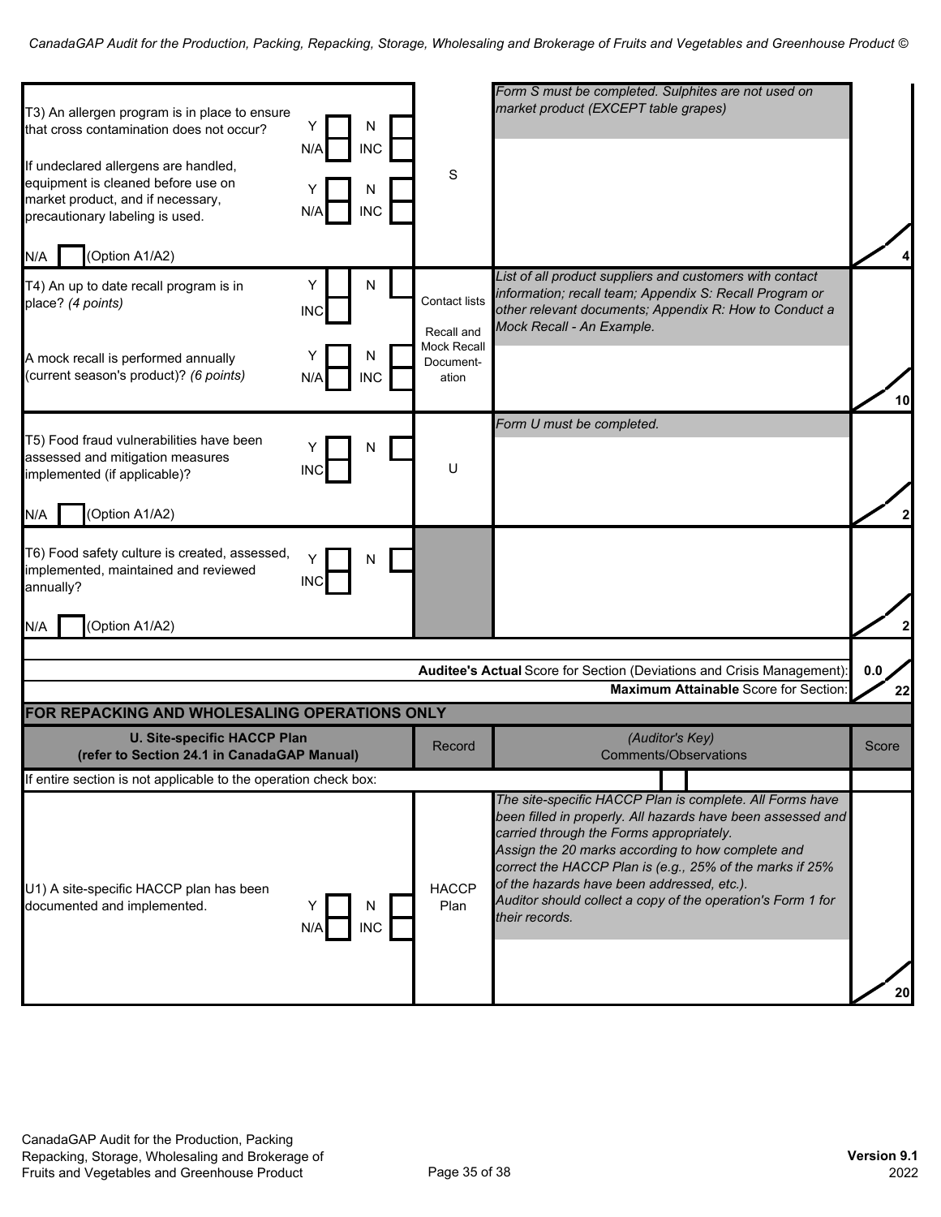| Question | | Record | (Auditor's Key) Comments/Observations | Score |
|---|---|---|---|---|
| T3) An allergen program is in place to ensure that cross contamination does not occur?<br><br>If undeclared allergens are handled, equipment is cleaned before use on market product, and if necessary, precautionary labeling is used.<br><br>N/A ☐ (Option A1/A2) | Y ☐ N ☐ N/A ☐ INC ☐<br><br>Y ☐ N ☐ N/A ☐ INC ☐ | S | *Form S must be completed. Sulphites are not used on market product (EXCEPT table grapes)* | 4 |
| T4) An up to date recall program is in place? *(4 points)*<br><br>A mock recall is performed annually (current season's product)? *(6 points)* | Y ☐ N ☐ INC ☐<br><br>Y ☐ N ☐ N/A ☐ INC ☐ | Contact lists<br><br>Recall and Mock Recall Documentation | *List of all product suppliers and customers with contact information; recall team; Appendix S: Recall Program or other relevant documents; Appendix R: How to Conduct a Mock Recall - An Example.* | 10 |
| T5) Food fraud vulnerabilities have been assessed and mitigation measures implemented (if applicable)?<br><br>N/A ☐ (Option A1/A2) | Y ☐ N ☐ INC ☐ | U | *Form U must be completed.* | 2 |
| T6) Food safety culture is created, assessed, implemented, maintained and reviewed annually?<br><br>N/A ☐ (Option A1/A2) | Y ☐ N ☐ INC ☐ | | | 2 |
| | | | **Auditee's Actual** Score for Section (Deviations and Crisis Management): | 0.0 |
| | | | **Maximum Attainable** Score for Section: | 22 |

**FOR REPACKING AND WHOLESALING OPERATIONS ONLY**

| U. Site-specific HACCP Plan (refer to Section 24.1 in CanadaGAP Manual) | | Record | (Auditor's Key) Comments/Observations | Score |
|---|---|---|---|---|
| If entire section is not applicable to the operation check box: | | | ☐ | |
| U1) A site-specific HACCP plan has been documented and implemented. | Y ☐ N ☐ N/A ☐ INC ☐ | HACCP Plan | *The site-specific HACCP Plan is complete. All Forms have been filled in properly. All hazards have been assessed and carried through the Forms appropriately.*<br>*Assign the 20 marks according to how complete and correct the HACCP Plan is (e.g., 25% of the marks if 25% of the hazards have been addressed, etc.).*<br>*Auditor should collect a copy of the operation's Form 1 for their records.* | 20 |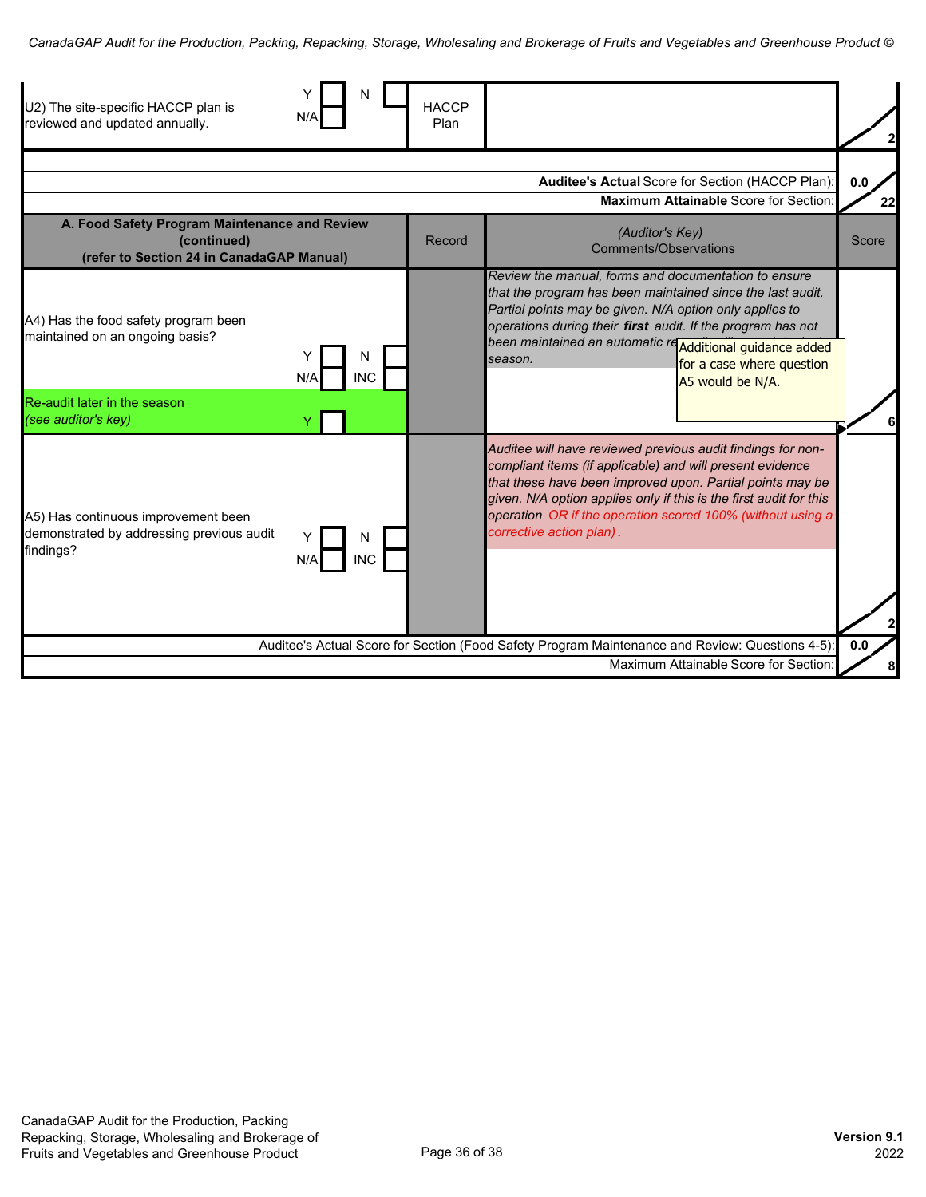| | | | |
|---|---|---|---|
| U2) The site-specific HACCP plan is reviewed and updated annually. Y ☐ N ☐ N/A ☐ | HACCP Plan | | 2 |

| | |
|---|---|
| **Auditee's Actual** Score for Section (HACCP Plan): | 0.0 |
| **Maximum Attainable** Score for Section: | 22 |

| A. Food Safety Program Maintenance and Review (continued) (refer to Section 24 in CanadaGAP Manual) | Record | (Auditor's Key) Comments/Observations | Score |
|---|---|---|---|
| A4) Has the food safety program been maintained on an ongoing basis? Y ☐ N ☐ N/A ☐ INC ☐<br><br>Re-audit later in the season *(see auditor's key)* Y ☐ | | *Review the manual, forms and documentation to ensure that the program has been maintained since the last audit. Partial points may be given. N/A option only applies to operations during their **first** audit. If the program has not been maintained an automatic re*[...] *season.*<br><br>Additional guidance added for a case where question A5 would be N/A. | 6 |
| A5) Has continuous improvement been demonstrated by addressing previous audit findings? Y ☐ N ☐ N/A ☐ INC ☐ | | *Auditee will have reviewed previous audit findings for non-compliant items (if applicable) and will present evidence that these have been improved upon. Partial points may be given. N/A option applies only if this is the first audit for this operation OR if the operation scored 100% (without using a corrective action plan).* | 2 |

| | |
|---|---|
| Auditee's Actual Score for Section (Food Safety Program Maintenance and Review: Questions 4-5): | 0.0 |
| Maximum Attainable Score for Section: | 8 |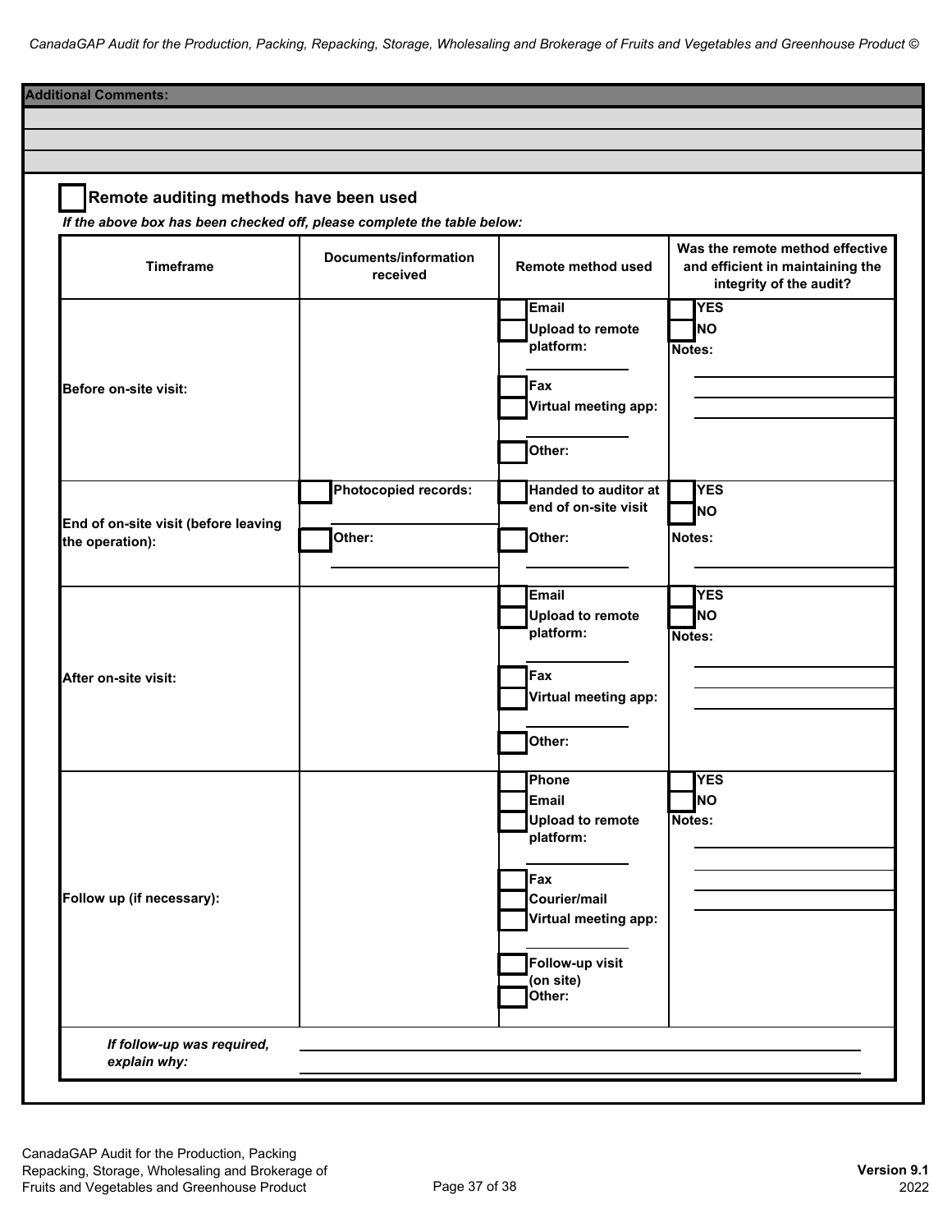**Additional Comments:**

☐ **Remote auditing methods have been used**

*If the above box has been checked off, please complete the table below:*

| Timeframe | Documents/information received | Remote method used | Was the remote method effective and efficient in maintaining the integrity of the audit? |
|---|---|---|---|
| **Before on-site visit:** | | ☐ Email<br>☐ Upload to remote platform: ________<br>☐ Fax<br>☐ Virtual meeting app: ________<br>☐ Other: | ☐ YES<br>☐ NO<br>Notes: ________ |
| **End of on-site visit (before leaving the operation):** | ☐ Photocopied records: ________<br>☐ Other: ________ | ☐ Handed to auditor at end of on-site visit<br>☐ Other: ________ | ☐ YES<br>☐ NO<br>Notes: ________ |
| **After on-site visit:** | | ☐ Email<br>☐ Upload to remote platform: ________<br>☐ Fax<br>☐ Virtual meeting app: ________<br>☐ Other: | ☐ YES<br>☐ NO<br>Notes: ________ |
| **Follow up (if necessary):** | | ☐ Phone<br>☐ Email<br>☐ Upload to remote platform: ________<br>☐ Fax<br>☐ Courier/mail<br>☐ Virtual meeting app: ________<br>☐ Follow-up visit (on site)<br>☐ Other: | ☐ YES<br>☐ NO<br>Notes: ________ |
| ***If follow-up was required, explain why:*** | ________ | | |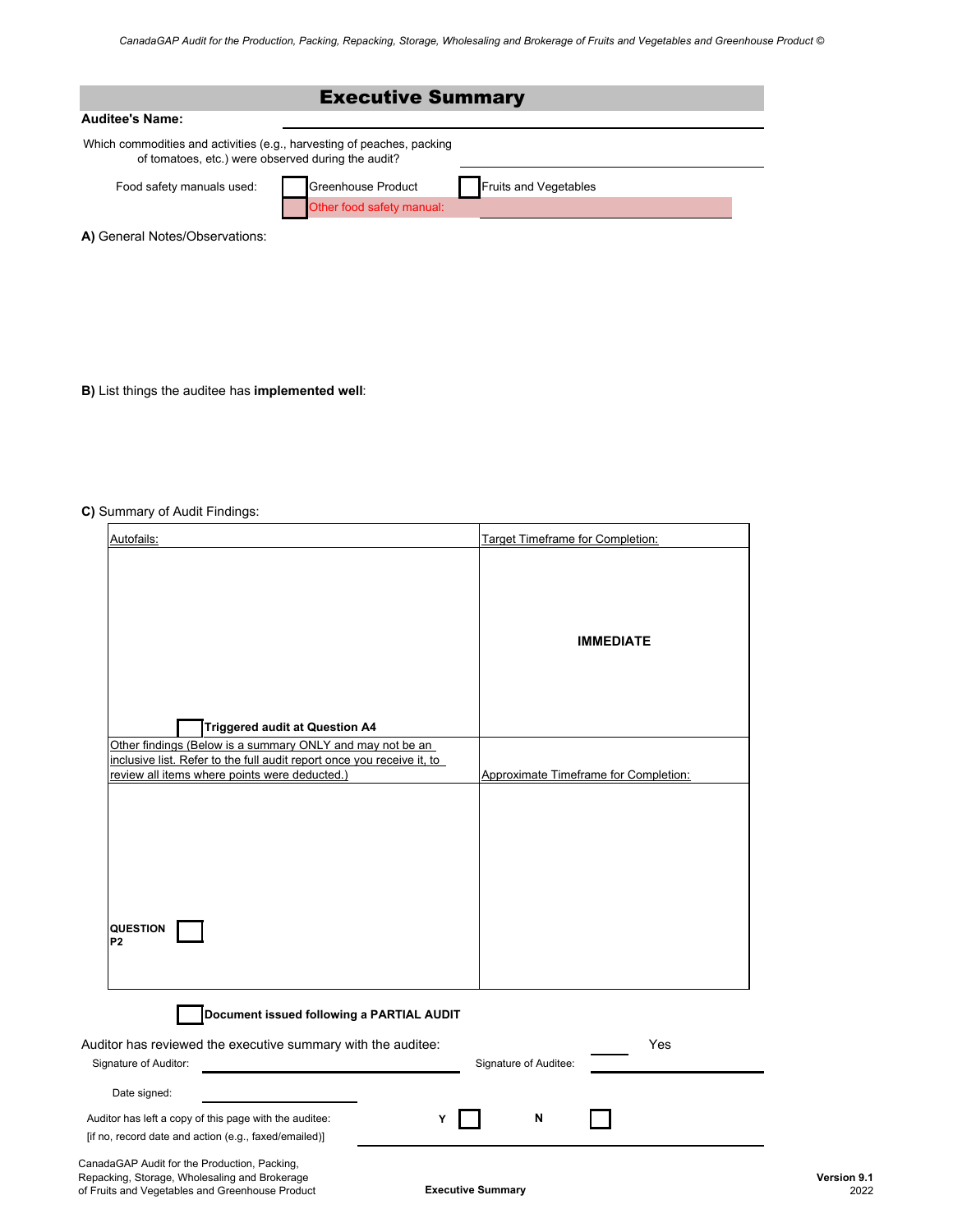# Executive Summary

**Auditee's Name:** ______________________

Which commodities and activities (e.g., harvesting of peaches, packing of tomatoes, etc.) were observed during the audit? ______________________

Food safety manuals used: ☐ Greenhouse Product ☐ Fruits and Vegetables

☐ Other food safety manual: ______________________

**A)** General Notes/Observations:

**B)** List things the auditee has **implemented well**:

**C)** Summary of Audit Findings:

| Autofails: | Target Timeframe for Completion: |
|---|---|
| ☐ **Triggered audit at Question A4** | **IMMEDIATE** |
| Other findings (Below is a summary ONLY and may not be an inclusive list. Refer to the full audit report once you receive it, to review all items where points were deducted.) | Approximate Timeframe for Completion: |
| **QUESTION P2** ☐ | |

☐ **Document issued following a PARTIAL AUDIT**

Auditor has reviewed the executive summary with the auditee: ______ Yes

Signature of Auditor: ______________________ Signature of Auditee: ______________________

Date signed: ______________________

Auditor has left a copy of this page with the auditee: **Y** ☐ **N** ☐

[if no, record date and action (e.g., faxed/emailed)] ______________________

CanadaGAP Audit for the Production, Packing, Repacking, Storage, Wholesaling and Brokerage of Fruits and Vegetables and Greenhouse Product

**Executive Summary**

**Version 9.1**
2022